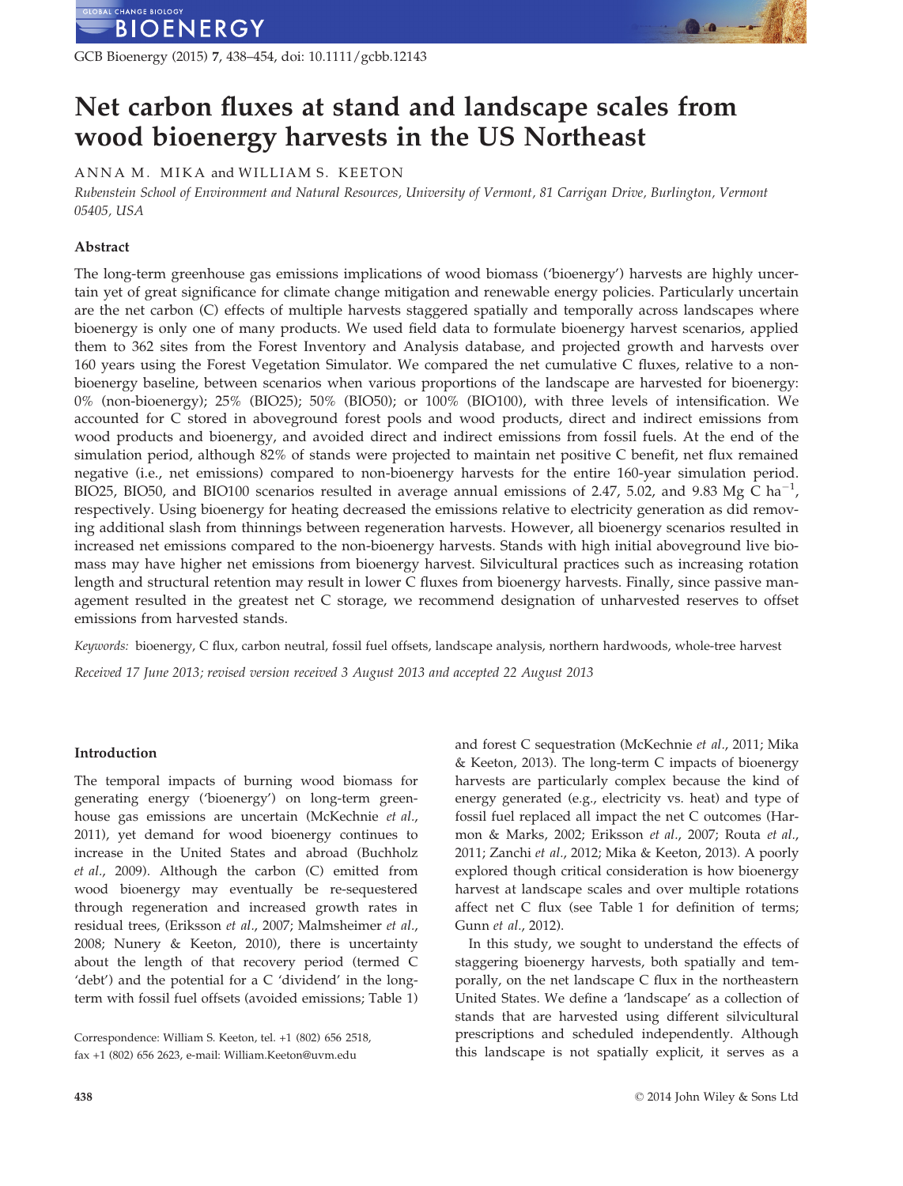# Net carbon fluxes at stand and landscape scales from wood bioenergy harvests in the US Northeast

ANNA M. MIKA and WILLIAM S. KEETON

*Rubenstein School of Environment and Natural Resources, University of Vermont, 81 Carrigan Drive, Burlington, Vermont 05405, USA*

## Abstract

The long-term greenhouse gas emissions implications of wood biomass ('bioenergy') harvests are highly uncertain yet of great significance for climate change mitigation and renewable energy policies. Particularly uncertain are the net carbon (C) effects of multiple harvests staggered spatially and temporally across landscapes where bioenergy is only one of many products. We used field data to formulate bioenergy harvest scenarios, applied them to 362 sites from the Forest Inventory and Analysis database, and projected growth and harvests over 160 years using the Forest Vegetation Simulator. We compared the net cumulative C fluxes, relative to a non-bioenergy baseline, between scenarios when various proportions of the landscape are harvested for bioenergy: 0% (non-bioenergy); 25% (BIO25); 50% (BIO50); or 100% (BIO100), with three levels of intensification. We accounted for C stored in aboveground forest pools and wood products, direct and indirect emissions from wood products and bioenergy, and avoided direct and indirect emissions from fossil fuels. At the end of the simulation period, although 82% of stands were projected to maintain net positive C benefit, net flux remained negative (i.e., net emissions) compared to non-bioenergy harvests for the entire 160-year simulation period. BIO25, BIO50, and BIO100 scenarios resulted in average annual emissions of 2.47, 5.02, and 9.83 Mg C ha$^{-1}$, respectively. Using bioenergy for heating decreased the emissions relative to electricity generation as did removing additional slash from thinnings between regeneration harvests. However, all bioenergy scenarios resulted in increased net emissions compared to the non-bioenergy harvests. Stands with high initial aboveground live biomass may have higher net emissions from bioenergy harvest. Silvicultural practices such as increasing rotation length and structural retention may result in lower C fluxes from bioenergy harvests. Finally, since passive management resulted in the greatest net C storage, we recommend designation of unharvested reserves to offset emissions from harvested stands.

*Keywords:* bioenergy, C flux, carbon neutral, fossil fuel offsets, landscape analysis, northern hardwoods, whole-tree harvest

*Received 17 June 2013; revised version received 3 August 2013 and accepted 22 August 2013*

## Introduction

The temporal impacts of burning wood biomass for generating energy ('bioenergy') on long-term greenhouse gas emissions are uncertain (McKechnie *et al.*, 2011), yet demand for wood bioenergy continues to increase in the United States and abroad (Buchholz *et al.*, 2009). Although the carbon (C) emitted from wood bioenergy may eventually be re-sequestered through regeneration and increased growth rates in residual trees, (Eriksson *et al.*, 2007; Malmsheimer *et al.*, 2008; Nunery & Keeton, 2010), there is uncertainty about the length of that recovery period (termed C 'debt') and the potential for a C 'dividend' in the long-term with fossil fuel offsets (avoided emissions; Table 1) and forest C sequestration (McKechnie *et al.*, 2011; Mika & Keeton, 2013). The long-term C impacts of bioenergy harvests are particularly complex because the kind of energy generated (e.g., electricity vs. heat) and type of fossil fuel replaced all impact the net C outcomes (Harmon & Marks, 2002; Eriksson *et al.*, 2007; Routa *et al.*, 2011; Zanchi *et al.*, 2012; Mika & Keeton, 2013). A poorly explored though critical consideration is how bioenergy harvest at landscape scales and over multiple rotations affect net C flux (see Table 1 for definition of terms; Gunn *et al.*, 2012).

In this study, we sought to understand the effects of staggering bioenergy harvests, both spatially and temporally, on the net landscape C flux in the northeastern United States. We define a 'landscape' as a collection of stands that are harvested using different silvicultural prescriptions and scheduled independently. Although this landscape is not spatially explicit, it serves as a

Correspondence: William S. Keeton, tel. +1 (802) 656 2518, fax +1 (802) 656 2623, e-mail: William.Keeton@uvm.edu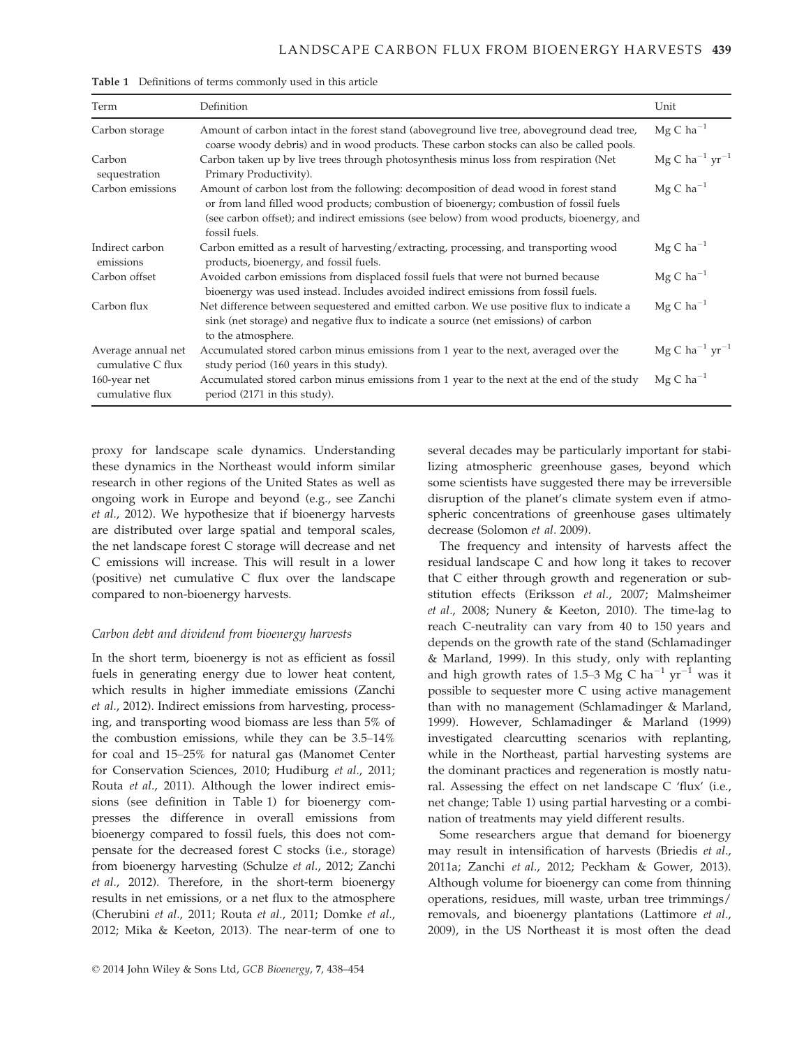**Table 1** Definitions of terms commonly used in this article

| Term | Definition | Unit |
|---|---|---|
| Carbon storage | Amount of carbon intact in the forest stand (aboveground live tree, aboveground dead tree, coarse woody debris) and in wood products. These carbon stocks can also be called pools. | $Mg\ C\ ha^{-1}$ |
| Carbon sequestration | Carbon taken up by live trees through photosynthesis minus loss from respiration (Net Primary Productivity). | $Mg\ C\ ha^{-1}\ yr^{-1}$ |
| Carbon emissions | Amount of carbon lost from the following: decomposition of dead wood in forest stand or from land filled wood products; combustion of bioenergy; combustion of fossil fuels (see carbon offset); and indirect emissions (see below) from wood products, bioenergy, and fossil fuels. | $Mg\ C\ ha^{-1}$ |
| Indirect carbon emissions | Carbon emitted as a result of harvesting/extracting, processing, and transporting wood products, bioenergy, and fossil fuels. | $Mg\ C\ ha^{-1}$ |
| Carbon offset | Avoided carbon emissions from displaced fossil fuels that were not burned because bioenergy was used instead. Includes avoided indirect emissions from fossil fuels. | $Mg\ C\ ha^{-1}$ |
| Carbon flux | Net difference between sequestered and emitted carbon. We use positive flux to indicate a sink (net storage) and negative flux to indicate a source (net emissions) of carbon to the atmosphere. | $Mg\ C\ ha^{-1}$ |
| Average annual net cumulative C flux | Accumulated stored carbon minus emissions from 1 year to the next, averaged over the study period (160 years in this study). | $Mg\ C\ ha^{-1}\ yr^{-1}$ |
| 160-year net cumulative flux | Accumulated stored carbon minus emissions from 1 year to the next at the end of the study period (2171 in this study). | $Mg\ C\ ha^{-1}$ |

proxy for landscape scale dynamics. Understanding these dynamics in the Northeast would inform similar research in other regions of the United States as well as ongoing work in Europe and beyond (e.g., see Zanchi *et al.*, 2012). We hypothesize that if bioenergy harvests are distributed over large spatial and temporal scales, the net landscape forest C storage will decrease and net C emissions will increase. This will result in a lower (positive) net cumulative C flux over the landscape compared to non-bioenergy harvests.

### *Carbon debt and dividend from bioenergy harvests*

In the short term, bioenergy is not as efficient as fossil fuels in generating energy due to lower heat content, which results in higher immediate emissions (Zanchi *et al.*, 2012). Indirect emissions from harvesting, processing, and transporting wood biomass are less than 5% of the combustion emissions, while they can be 3.5–14% for coal and 15–25% for natural gas (Manomet Center for Conservation Sciences, 2010; Hudiburg *et al.*, 2011; Routa *et al.*, 2011). Although the lower indirect emissions (see definition in Table 1) for bioenergy compresses the difference in overall emissions from bioenergy compared to fossil fuels, this does not compensate for the decreased forest C stocks (i.e., storage) from bioenergy harvesting (Schulze *et al.*, 2012; Zanchi *et al.*, 2012). Therefore, in the short-term bioenergy results in net emissions, or a net flux to the atmosphere (Cherubini *et al.*, 2011; Routa *et al.*, 2011; Domke *et al.*, 2012; Mika & Keeton, 2013). The near-term of one to several decades may be particularly important for stabilizing atmospheric greenhouse gases, beyond which some scientists have suggested there may be irreversible disruption of the planet's climate system even if atmospheric concentrations of greenhouse gases ultimately decrease (Solomon *et al*. 2009).

The frequency and intensity of harvests affect the residual landscape C and how long it takes to recover that C either through growth and regeneration or substitution effects (Eriksson *et al.*, 2007; Malmsheimer *et al.*, 2008; Nunery & Keeton, 2010). The time-lag to reach C-neutrality can vary from 40 to 150 years and depends on the growth rate of the stand (Schlamadinger & Marland, 1999). In this study, only with replanting and high growth rates of 1.5–3 $Mg\ C\ ha^{-1}\ yr^{-1}$ was it possible to sequester more C using active management than with no management (Schlamadinger & Marland, 1999). However, Schlamadinger & Marland (1999) investigated clearcutting scenarios with replanting, while in the Northeast, partial harvesting systems are the dominant practices and regeneration is mostly natural. Assessing the effect on net landscape C 'flux' (i.e., net change; Table 1) using partial harvesting or a combination of treatments may yield different results.

Some researchers argue that demand for bioenergy may result in intensification of harvests (Briedis *et al.*, 2011a; Zanchi *et al.*, 2012; Peckham & Gower, 2013). Although volume for bioenergy can come from thinning operations, residues, mill waste, urban tree trimmings/removals, and bioenergy plantations (Lattimore *et al.*, 2009), in the US Northeast it is most often the dead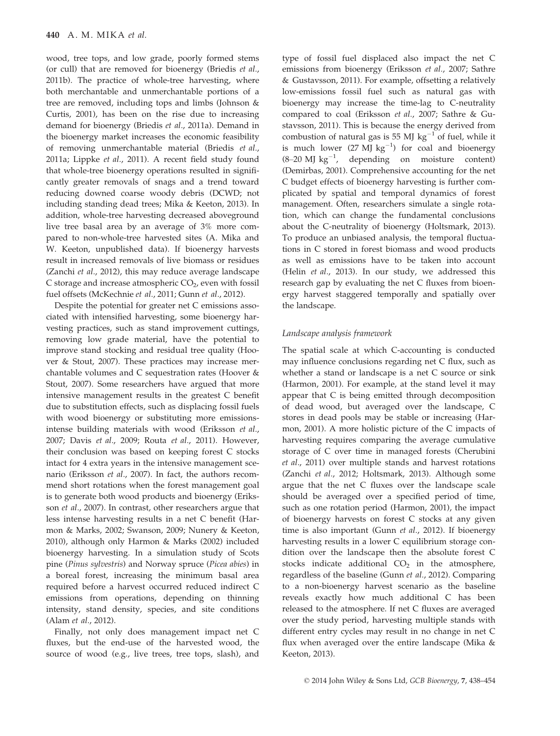wood, tree tops, and low grade, poorly formed stems (or cull) that are removed for bioenergy (Briedis *et al.*, 2011b). The practice of whole-tree harvesting, where both merchantable and unmerchantable portions of a tree are removed, including tops and limbs (Johnson & Curtis, 2001), has been on the rise due to increasing demand for bioenergy (Briedis *et al.*, 2011a). Demand in the bioenergy market increases the economic feasibility of removing unmerchantable material (Briedis *et al.*, 2011a; Lippke *et al.*, 2011). A recent field study found that whole-tree bioenergy operations resulted in significantly greater removals of snags and a trend toward reducing downed coarse woody debris (DCWD; not including standing dead trees; Mika & Keeton, 2013). In addition, whole-tree harvesting decreased aboveground live tree basal area by an average of 3% more compared to non-whole-tree harvested sites (A. Mika and W. Keeton, unpublished data). If bioenergy harvests result in increased removals of live biomass or residues (Zanchi *et al.*, 2012), this may reduce average landscape C storage and increase atmospheric $CO_2$, even with fossil fuel offsets (McKechnie *et al.*, 2011; Gunn *et al.*, 2012).

Despite the potential for greater net C emissions associated with intensified harvesting, some bioenergy harvesting practices, such as stand improvement cuttings, removing low grade material, have the potential to improve stand stocking and residual tree quality (Hoover & Stout, 2007). These practices may increase merchantable volumes and C sequestration rates (Hoover & Stout, 2007). Some researchers have argued that more intensive management results in the greatest C benefit due to substitution effects, such as displacing fossil fuels with wood bioenergy or substituting more emissions-intense building materials with wood (Eriksson *et al.*, 2007; Davis *et al.*, 2009; Routa *et al.*, 2011). However, their conclusion was based on keeping forest C stocks intact for 4 extra years in the intensive management scenario (Eriksson *et al.*, 2007). In fact, the authors recommend short rotations when the forest management goal is to generate both wood products and bioenergy (Eriksson *et al.*, 2007). In contrast, other researchers argue that less intense harvesting results in a net C benefit (Harmon & Marks, 2002; Swanson, 2009; Nunery & Keeton, 2010), although only Harmon & Marks (2002) included bioenergy harvesting. In a simulation study of Scots pine (*Pinus sylvestris*) and Norway spruce (*Picea abies*) in a boreal forest, increasing the minimum basal area required before a harvest occurred reduced indirect C emissions from operations, depending on thinning intensity, stand density, species, and site conditions (Alam *et al.*, 2012).

Finally, not only does management impact net C fluxes, but the end-use of the harvested wood, the source of wood (e.g., live trees, tree tops, slash), and type of fossil fuel displaced also impact the net C emissions from bioenergy (Eriksson *et al.*, 2007; Sathre & Gustavsson, 2011). For example, offsetting a relatively low-emissions fossil fuel such as natural gas with bioenergy may increase the time-lag to C-neutrality compared to coal (Eriksson *et al.*, 2007; Sathre & Gustavsson, 2011). This is because the energy derived from combustion of natural gas is 55 MJ $kg^{-1}$ of fuel, while it is much lower (27 MJ $kg^{-1}$) for coal and bioenergy (8–20 MJ $kg^{-1}$, depending on moisture content) (Demirbas, 2001). Comprehensive accounting for the net C budget effects of bioenergy harvesting is further complicated by spatial and temporal dynamics of forest management. Often, researchers simulate a single rotation, which can change the fundamental conclusions about the C-neutrality of bioenergy (Holtsmark, 2013). To produce an unbiased analysis, the temporal fluctuations in C stored in forest biomass and wood products as well as emissions have to be taken into account (Helin *et al.*, 2013). In our study, we addressed this research gap by evaluating the net C fluxes from bioenergy harvest staggered temporally and spatially over the landscape.

### *Landscape analysis framework*

The spatial scale at which C-accounting is conducted may influence conclusions regarding net C flux, such as whether a stand or landscape is a net C source or sink (Harmon, 2001). For example, at the stand level it may appear that C is being emitted through decomposition of dead wood, but averaged over the landscape, C stores in dead pools may be stable or increasing (Harmon, 2001). A more holistic picture of the C impacts of harvesting requires comparing the average cumulative storage of C over time in managed forests (Cherubini *et al.*, 2011) over multiple stands and harvest rotations (Zanchi *et al.*, 2012; Holtsmark, 2013). Although some argue that the net C fluxes over the landscape scale should be averaged over a specified period of time, such as one rotation period (Harmon, 2001), the impact of bioenergy harvests on forest C stocks at any given time is also important (Gunn *et al.*, 2012). If bioenergy harvesting results in a lower C equilibrium storage condition over the landscape then the absolute forest C stocks indicate additional $CO_2$ in the atmosphere, regardless of the baseline (Gunn *et al.*, 2012). Comparing to a non-bioenergy harvest scenario as the baseline reveals exactly how much additional C has been released to the atmosphere. If net C fluxes are averaged over the study period, harvesting multiple stands with different entry cycles may result in no change in net C flux when averaged over the entire landscape (Mika & Keeton, 2013).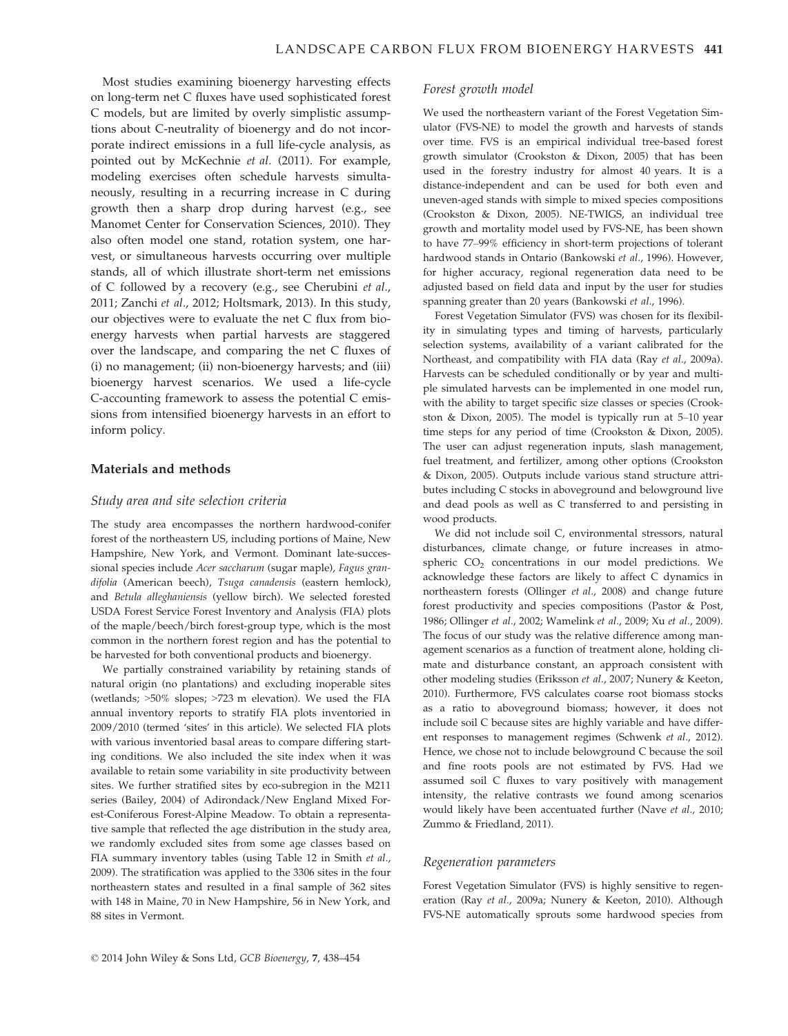Most studies examining bioenergy harvesting effects on long-term net C fluxes have used sophisticated forest C models, but are limited by overly simplistic assumptions about C-neutrality of bioenergy and do not incorporate indirect emissions in a full life-cycle analysis, as pointed out by McKechnie *et al.* (2011). For example, modeling exercises often schedule harvests simultaneously, resulting in a recurring increase in C during growth then a sharp drop during harvest (e.g., see Manomet Center for Conservation Sciences, 2010). They also often model one stand, rotation system, one harvest, or simultaneous harvests occurring over multiple stands, all of which illustrate short-term net emissions of C followed by a recovery (e.g., see Cherubini *et al.*, 2011; Zanchi *et al.*, 2012; Holtsmark, 2013). In this study, our objectives were to evaluate the net C flux from bioenergy harvests when partial harvests are staggered over the landscape, and comparing the net C fluxes of (i) no management; (ii) non-bioenergy harvests; and (iii) bioenergy harvest scenarios. We used a life-cycle C-accounting framework to assess the potential C emissions from intensified bioenergy harvests in an effort to inform policy.

## Materials and methods

### Study area and site selection criteria

The study area encompasses the northern hardwood-conifer forest of the northeastern US, including portions of Maine, New Hampshire, New York, and Vermont. Dominant late-successional species include *Acer saccharum* (sugar maple), *Fagus grandifolia* (American beech), *Tsuga canadensis* (eastern hemlock), and *Betula alleghaniensis* (yellow birch). We selected forested USDA Forest Service Forest Inventory and Analysis (FIA) plots of the maple/beech/birch forest-group type, which is the most common in the northern forest region and has the potential to be harvested for both conventional products and bioenergy.

We partially constrained variability by retaining stands of natural origin (no plantations) and excluding inoperable sites (wetlands; >50% slopes; >723 m elevation). We used the FIA annual inventory reports to stratify FIA plots inventoried in 2009/2010 (termed 'sites' in this article). We selected FIA plots with various inventoried basal areas to compare differing starting conditions. We also included the site index when it was available to retain some variability in site productivity between sites. We further stratified sites by eco-subregion in the M211 series (Bailey, 2004) of Adirondack/New England Mixed Forest-Coniferous Forest-Alpine Meadow. To obtain a representative sample that reflected the age distribution in the study area, we randomly excluded sites from some age classes based on FIA summary inventory tables (using Table 12 in Smith *et al.*, 2009). The stratification was applied to the 3306 sites in the four northeastern states and resulted in a final sample of 362 sites with 148 in Maine, 70 in New Hampshire, 56 in New York, and 88 sites in Vermont.

### Forest growth model

We used the northeastern variant of the Forest Vegetation Simulator (FVS-NE) to model the growth and harvests of stands over time. FVS is an empirical individual tree-based forest growth simulator (Crookston & Dixon, 2005) that has been used in the forestry industry for almost 40 years. It is a distance-independent and can be used for both even and uneven-aged stands with simple to mixed species compositions (Crookston & Dixon, 2005). NE-TWIGS, an individual tree growth and mortality model used by FVS-NE, has been shown to have 77–99% efficiency in short-term projections of tolerant hardwood stands in Ontario (Bankowski *et al.*, 1996). However, for higher accuracy, regional regeneration data need to be adjusted based on field data and input by the user for studies spanning greater than 20 years (Bankowski *et al.*, 1996).

Forest Vegetation Simulator (FVS) was chosen for its flexibility in simulating types and timing of harvests, particularly selection systems, availability of a variant calibrated for the Northeast, and compatibility with FIA data (Ray *et al.*, 2009a). Harvests can be scheduled conditionally or by year and multiple simulated harvests can be implemented in one model run, with the ability to target specific size classes or species (Crookston & Dixon, 2005). The model is typically run at 5–10 year time steps for any period of time (Crookston & Dixon, 2005). The user can adjust regeneration inputs, slash management, fuel treatment, and fertilizer, among other options (Crookston & Dixon, 2005). Outputs include various stand structure attributes including C stocks in aboveground and belowground live and dead pools as well as C transferred to and persisting in wood products.

We did not include soil C, environmental stressors, natural disturbances, climate change, or future increases in atmospheric $CO_2$ concentrations in our model predictions. We acknowledge these factors are likely to affect C dynamics in northeastern forests (Ollinger *et al.*, 2008) and change future forest productivity and species compositions (Pastor & Post, 1986; Ollinger *et al.*, 2002; Wamelink *et al.*, 2009; Xu *et al.*, 2009). The focus of our study was the relative difference among management scenarios as a function of treatment alone, holding climate and disturbance constant, an approach consistent with other modeling studies (Eriksson *et al.*, 2007; Nunery & Keeton, 2010). Furthermore, FVS calculates coarse root biomass stocks as a ratio to aboveground biomass; however, it does not include soil C because sites are highly variable and have different responses to management regimes (Schwenk *et al.*, 2012). Hence, we chose not to include belowground C because the soil and fine roots pools are not estimated by FVS. Had we assumed soil C fluxes to vary positively with management intensity, the relative contrasts we found among scenarios would likely have been accentuated further (Nave *et al.*, 2010; Zummo & Friedland, 2011).

### Regeneration parameters

Forest Vegetation Simulator (FVS) is highly sensitive to regeneration (Ray *et al.*, 2009a; Nunery & Keeton, 2010). Although FVS-NE automatically sprouts some hardwood species from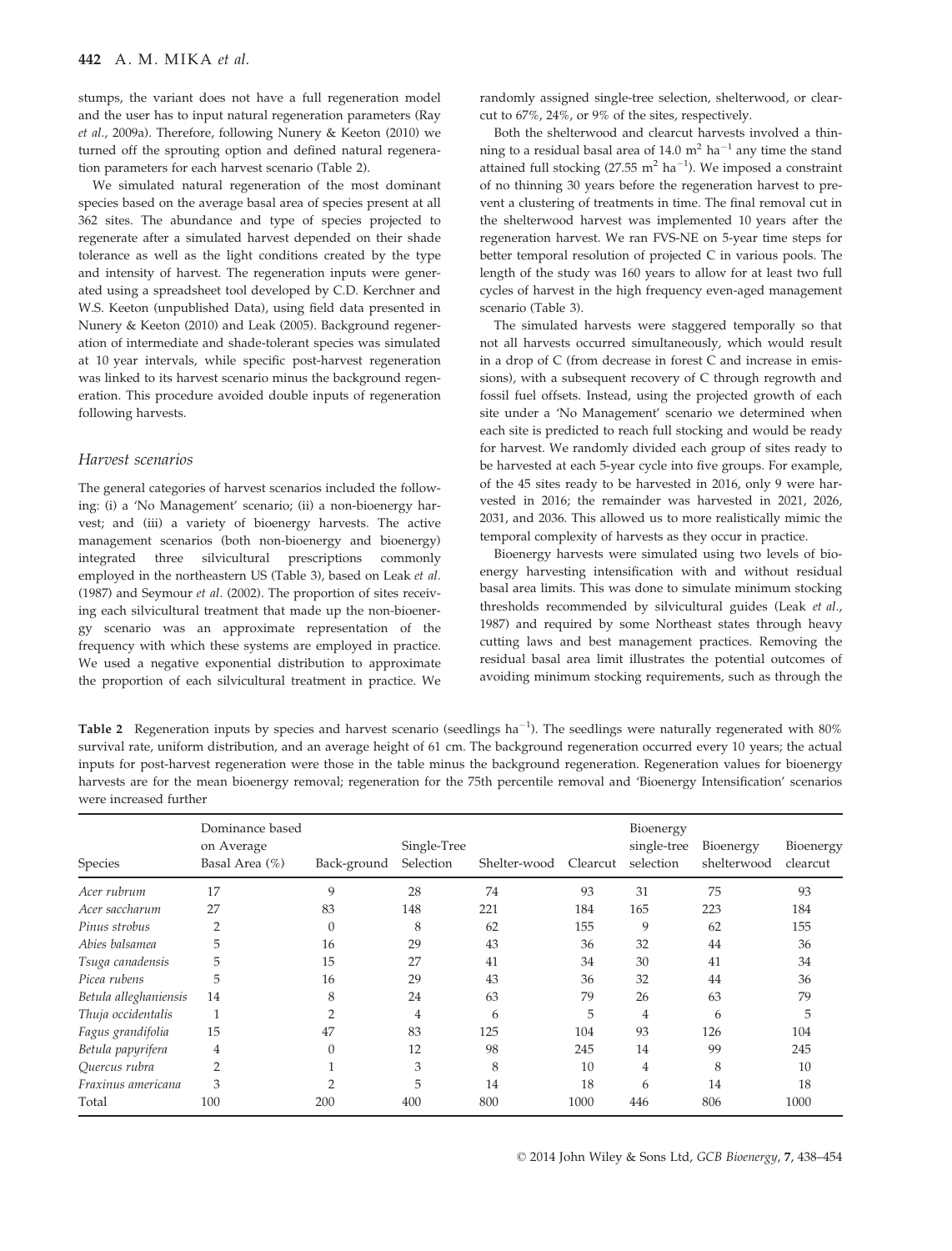stumps, the variant does not have a full regeneration model and the user has to input natural regeneration parameters (Ray *et al.*, 2009a). Therefore, following Nunery & Keeton (2010) we turned off the sprouting option and defined natural regeneration parameters for each harvest scenario (Table 2).

We simulated natural regeneration of the most dominant species based on the average basal area of species present at all 362 sites. The abundance and type of species projected to regenerate after a simulated harvest depended on their shade tolerance as well as the light conditions created by the type and intensity of harvest. The regeneration inputs were generated using a spreadsheet tool developed by C.D. Kerchner and W.S. Keeton (unpublished Data), using field data presented in Nunery & Keeton (2010) and Leak (2005). Background regeneration of intermediate and shade-tolerant species was simulated at 10 year intervals, while specific post-harvest regeneration was linked to its harvest scenario minus the background regeneration. This procedure avoided double inputs of regeneration following harvests.

### Harvest scenarios

The general categories of harvest scenarios included the following: (i) a 'No Management' scenario; (ii) a non-bioenergy harvest; and (iii) a variety of bioenergy harvests. The active management scenarios (both non-bioenergy and bioenergy) integrated three silvicultural prescriptions commonly employed in the northeastern US (Table 3), based on Leak *et al.* (1987) and Seymour *et al.* (2002). The proportion of sites receiving each silvicultural treatment that made up the non-bioenergy scenario was an approximate representation of the frequency with which these systems are employed in practice. We used a negative exponential distribution to approximate the proportion of each silvicultural treatment in practice. We randomly assigned single-tree selection, shelterwood, or clearcut to 67%, 24%, or 9% of the sites, respectively.

Both the shelterwood and clearcut harvests involved a thinning to a residual basal area of 14.0 $m^2$ $ha^{-1}$ any time the stand attained full stocking (27.55 $m^2$ $ha^{-1}$). We imposed a constraint of no thinning 30 years before the regeneration harvest to prevent a clustering of treatments in time. The final removal cut in the shelterwood harvest was implemented 10 years after the regeneration harvest. We ran FVS-NE on 5-year time steps for better temporal resolution of projected C in various pools. The length of the study was 160 years to allow for at least two full cycles of harvest in the high frequency even-aged management scenario (Table 3).

The simulated harvests were staggered temporally so that not all harvests occurred simultaneously, which would result in a drop of C (from decrease in forest C and increase in emissions), with a subsequent recovery of C through regrowth and fossil fuel offsets. Instead, using the projected growth of each site under a 'No Management' scenario we determined when each site is predicted to reach full stocking and would be ready for harvest. We randomly divided each group of sites ready to be harvested at each 5-year cycle into five groups. For example, of the 45 sites ready to be harvested in 2016, only 9 were harvested in 2016; the remainder was harvested in 2021, 2026, 2031, and 2036. This allowed us to more realistically mimic the temporal complexity of harvests as they occur in practice.

Bioenergy harvests were simulated using two levels of bioenergy harvesting intensification with and without residual basal area limits. This was done to simulate minimum stocking thresholds recommended by silvicultural guides (Leak *et al.*, 1987) and required by some Northeast states through heavy cutting laws and best management practices. Removing the residual basal area limit illustrates the potential outcomes of avoiding minimum stocking requirements, such as through the

**Table 2** Regeneration inputs by species and harvest scenario (seedlings $ha^{-1}$). The seedlings were naturally regenerated with 80% survival rate, uniform distribution, and an average height of 61 cm. The background regeneration occurred every 10 years; the actual inputs for post-harvest regeneration were those in the table minus the background regeneration. Regeneration values for bioenergy harvests are for the mean bioenergy removal; regeneration for the 75th percentile removal and 'Bioenergy Intensification' scenarios were increased further

| Species | Dominance based on Average Basal Area (%) | Back-ground | Single-Tree Selection | Shelter-wood | Clearcut | Bioenergy single-tree selection | Bioenergy shelterwood | Bioenergy clearcut |
|---|---|---|---|---|---|---|---|---|
| *Acer rubrum* | 17 | 9 | 28 | 74 | 93 | 31 | 75 | 93 |
| *Acer saccharum* | 27 | 83 | 148 | 221 | 184 | 165 | 223 | 184 |
| *Pinus strobus* | 2 | 0 | 8 | 62 | 155 | 9 | 62 | 155 |
| *Abies balsamea* | 5 | 16 | 29 | 43 | 36 | 32 | 44 | 36 |
| *Tsuga canadensis* | 5 | 15 | 27 | 41 | 34 | 30 | 41 | 34 |
| *Picea rubens* | 5 | 16 | 29 | 43 | 36 | 32 | 44 | 36 |
| *Betula alleghaniensis* | 14 | 8 | 24 | 63 | 79 | 26 | 63 | 79 |
| *Thuja occidentalis* | 1 | 2 | 4 | 6 | 5 | 4 | 6 | 5 |
| *Fagus grandifolia* | 15 | 47 | 83 | 125 | 104 | 93 | 126 | 104 |
| *Betula papyrifera* | 4 | 0 | 12 | 98 | 245 | 14 | 99 | 245 |
| *Quercus rubra* | 2 | 1 | 3 | 8 | 10 | 4 | 8 | 10 |
| *Fraxinus americana* | 3 | 2 | 5 | 14 | 18 | 6 | 14 | 18 |
| Total | 100 | 200 | 400 | 800 | 1000 | 446 | 806 | 1000 |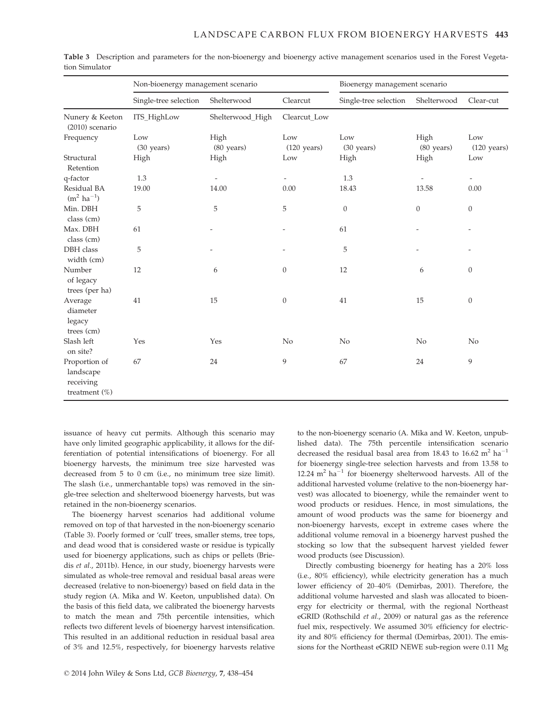**Table 3** Description and parameters for the non-bioenergy and bioenergy active management scenarios used in the Forest Vegetation Simulator

| | Non-bioenergy management scenario | | | Bioenergy management scenario | | |
|---|---|---|---|---|---|---|
| | Single-tree selection | Shelterwood | Clearcut | Single-tree selection | Shelterwood | Clear-cut |
| Nunery & Keeton (2010) scenario | ITS_HighLow | Shelterwood_High | Clearcut_Low | | | |
| Frequency | Low (30 years) | High (80 years) | Low (120 years) | Low (30 years) | High (80 years) | Low (120 years) |
| Structural Retention | High | High | Low | High | High | Low |
| q-factor | 1.3 | - | - | 1.3 | - | - |
| Residual BA ($m^2$ $ha^{-1}$) | 19.00 | 14.00 | 0.00 | 18.43 | 13.58 | 0.00 |
| Min. DBH class (cm) | 5 | 5 | 5 | 0 | 0 | 0 |
| Max. DBH class (cm) | 61 | - | - | 61 | - | - |
| DBH class width (cm) | 5 | - | - | 5 | - | - |
| Number of legacy trees (per ha) | 12 | 6 | 0 | 12 | 6 | 0 |
| Average diameter legacy trees (cm) | 41 | 15 | 0 | 41 | 15 | 0 |
| Slash left on site? | Yes | Yes | No | No | No | No |
| Proportion of landscape receiving treatment (%) | 67 | 24 | 9 | 67 | 24 | 9 |

issuance of heavy cut permits. Although this scenario may have only limited geographic applicability, it allows for the differentiation of potential intensifications of bioenergy. For all bioenergy harvests, the minimum tree size harvested was decreased from 5 to 0 cm (i.e., no minimum tree size limit). The slash (i.e., unmerchantable tops) was removed in the single-tree selection and shelterwood bioenergy harvests, but was retained in the non-bioenergy scenarios.

The bioenergy harvest scenarios had additional volume removed on top of that harvested in the non-bioenergy scenario (Table 3). Poorly formed or 'cull' trees, smaller stems, tree tops, and dead wood that is considered waste or residue is typically used for bioenergy applications, such as chips or pellets (Briedis *et al*., 2011b). Hence, in our study, bioenergy harvests were simulated as whole-tree removal and residual basal areas were decreased (relative to non-bioenergy) based on field data in the study region (A. Mika and W. Keeton, unpublished data). On the basis of this field data, we calibrated the bioenergy harvests to match the mean and 75th percentile intensities, which reflects two different levels of bioenergy harvest intensification. This resulted in an additional reduction in residual basal area of 3% and 12.5%, respectively, for bioenergy harvests relative to the non-bioenergy scenario (A. Mika and W. Keeton, unpublished data). The 75th percentile intensification scenario decreased the residual basal area from 18.43 to 16.62 $m^2$ $ha^{-1}$ for bioenergy single-tree selection harvests and from 13.58 to 12.24 $m^2$ $ha^{-1}$ for bioenergy shelterwood harvests. All of the additional harvested volume (relative to the non-bioenergy harvest) was allocated to bioenergy, while the remainder went to wood products or residues. Hence, in most simulations, the amount of wood products was the same for bioenergy and non-bioenergy harvests, except in extreme cases where the additional volume removal in a bioenergy harvest pushed the stocking so low that the subsequent harvest yielded fewer wood products (see Discussion).

Directly combusting bioenergy for heating has a 20% loss (i.e., 80% efficiency), while electricity generation has a much lower efficiency of 20–40% (Demirbas, 2001). Therefore, the additional volume harvested and slash was allocated to bioenergy for electricity or thermal, with the regional Northeast eGRID (Rothschild *et al*., 2009) or natural gas as the reference fuel mix, respectively. We assumed 30% efficiency for electricity and 80% efficiency for thermal (Demirbas, 2001). The emissions for the Northeast eGRID NEWE sub-region were 0.11 Mg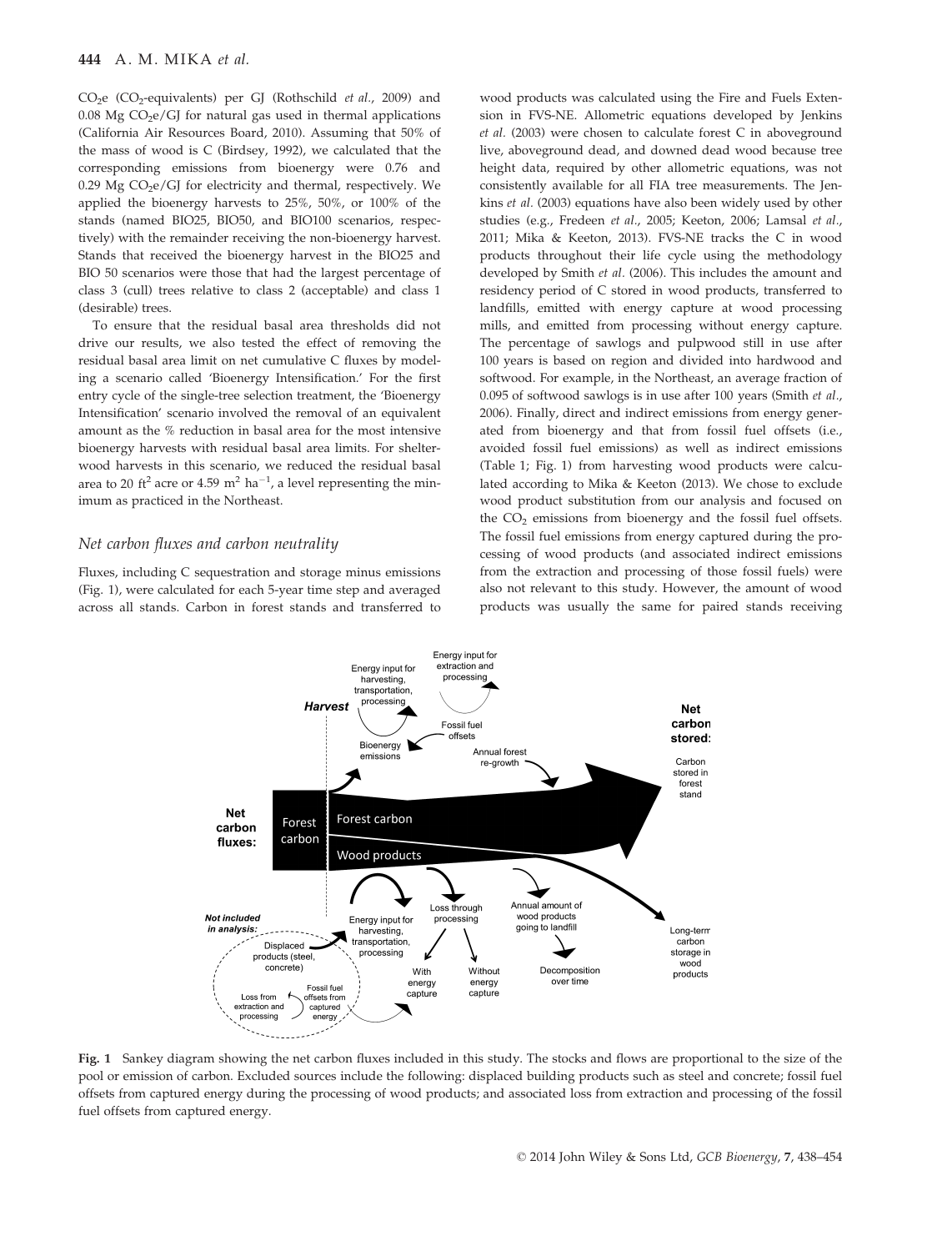$CO_2e$ ($CO_2$-equivalents) per GJ (Rothschild *et al.*, 2009) and 0.08 Mg $CO_2e$/GJ for natural gas used in thermal applications (California Air Resources Board, 2010). Assuming that 50% of the mass of wood is C (Birdsey, 1992), we calculated that the corresponding emissions from bioenergy were 0.76 and 0.29 Mg $CO_2e$/GJ for electricity and thermal, respectively. We applied the bioenergy harvests to 25%, 50%, or 100% of the stands (named BIO25, BIO50, and BIO100 scenarios, respectively) with the remainder receiving the non-bioenergy harvest. Stands that received the bioenergy harvest in the BIO25 and BIO 50 scenarios were those that had the largest percentage of class 3 (cull) trees relative to class 2 (acceptable) and class 1 (desirable) trees.

To ensure that the residual basal area thresholds did not drive our results, we also tested the effect of removing the residual basal area limit on net cumulative C fluxes by modeling a scenario called 'Bioenergy Intensification.' For the first entry cycle of the single-tree selection treatment, the 'Bioenergy Intensification' scenario involved the removal of an equivalent amount as the % reduction in basal area for the most intensive bioenergy harvests with residual basal area limits. For shelterwood harvests in this scenario, we reduced the residual basal area to 20 $ft^2$ acre or 4.59 $m^2$ $ha^{-1}$, a level representing the minimum as practiced in the Northeast.

### Net carbon fluxes and carbon neutrality

Fluxes, including C sequestration and storage minus emissions (Fig. 1), were calculated for each 5-year time step and averaged across all stands. Carbon in forest stands and transferred to wood products was calculated using the Fire and Fuels Extension in FVS-NE. Allometric equations developed by Jenkins *et al.* (2003) were chosen to calculate forest C in aboveground live, aboveground dead, and downed dead wood because tree height data, required by other allometric equations, was not consistently available for all FIA tree measurements. The Jenkins *et al.* (2003) equations have also been widely used by other studies (e.g., Fredeen *et al.*, 2005; Keeton, 2006; Lamsal *et al.*, 2011; Mika & Keeton, 2013). FVS-NE tracks the C in wood products throughout their life cycle using the methodology developed by Smith *et al.* (2006). This includes the amount and residency period of C stored in wood products, transferred to landfills, emitted with energy capture at wood processing mills, and emitted from processing without energy capture. The percentage of sawlogs and pulpwood still in use after 100 years is based on region and divided into hardwood and softwood. For example, in the Northeast, an average fraction of 0.095 of softwood sawlogs is in use after 100 years (Smith *et al.*, 2006). Finally, direct and indirect emissions from energy generated from bioenergy and that from fossil fuel offsets (i.e., avoided fossil fuel emissions) as well as indirect emissions (Table 1; Fig. 1) from harvesting wood products were calculated according to Mika & Keeton (2013). We chose to exclude wood product substitution from our analysis and focused on the $CO_2$ emissions from bioenergy and the fossil fuel offsets. The fossil fuel emissions from energy captured during the processing of wood products (and associated indirect emissions from the extraction and processing of those fossil fuels) were also not relevant to this study. However, the amount of wood products was usually the same for paired stands receiving

**Fig. 1** Sankey diagram showing the net carbon fluxes included in this study. The stocks and flows are proportional to the size of the pool or emission of carbon. Excluded sources include the following: displaced building products such as steel and concrete; fossil fuel offsets from captured energy during the processing of wood products; and associated loss from extraction and processing of the fossil fuel offsets from captured energy.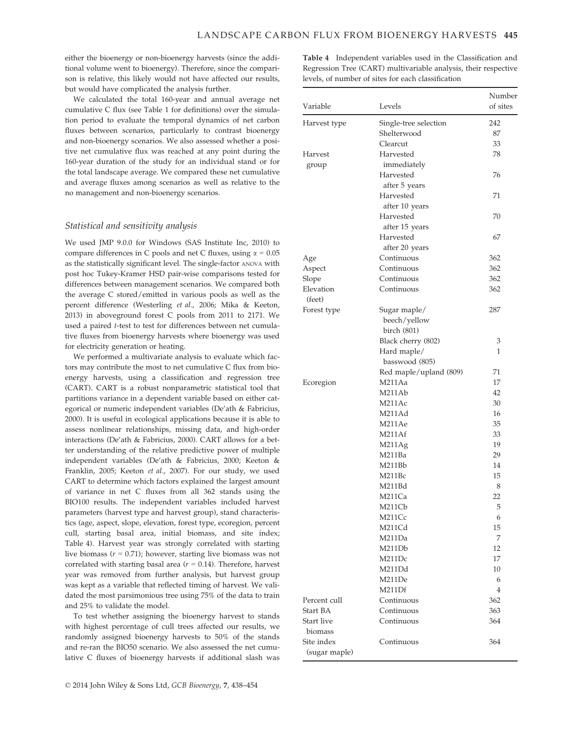either the bioenergy or non-bioenergy harvests (since the additional volume went to bioenergy). Therefore, since the comparison is relative, this likely would not have affected our results, but would have complicated the analysis further.

We calculated the total 160-year and annual average net cumulative C flux (see Table 1 for definitions) over the simulation period to evaluate the temporal dynamics of net carbon fluxes between scenarios, particularly to contrast bioenergy and non-bioenergy scenarios. We also assessed whether a positive net cumulative flux was reached at any point during the 160-year duration of the study for an individual stand or for the total landscape average. We compared these net cumulative and average fluxes among scenarios as well as relative to the no management and non-bioenergy scenarios.

### Statistical and sensitivity analysis

We used JMP 9.0.0 for Windows (SAS Institute Inc, 2010) to compare differences in C pools and net C fluxes, using $\alpha = 0.05$ as the statistically significant level. The single-factor ANOVA with post hoc Tukey-Kramer HSD pair-wise comparisons tested for differences between management scenarios. We compared both the average C stored/emitted in various pools as well as the percent difference (Westerling *et al.*, 2006; Mika & Keeton, 2013) in aboveground forest C pools from 2011 to 2171. We used a paired *t*-test to test for differences between net cumulative fluxes from bioenergy harvests where bioenergy was used for electricity generation or heating.

We performed a multivariate analysis to evaluate which factors may contribute the most to net cumulative C flux from bioenergy harvests, using a classification and regression tree (CART). CART is a robust nonparametric statistical tool that partitions variance in a dependent variable based on either categorical or numeric independent variables (De'ath & Fabricius, 2000). It is useful in ecological applications because it is able to assess nonlinear relationships, missing data, and high-order interactions (De'ath & Fabricius, 2000). CART allows for a better understanding of the relative predictive power of multiple independent variables (De'ath & Fabricius, 2000; Keeton & Franklin, 2005; Keeton *et al.*, 2007). For our study, we used CART to determine which factors explained the largest amount of variance in net C fluxes from all 362 stands using the BIO100 results. The independent variables included harvest parameters (harvest type and harvest group), stand characteristics (age, aspect, slope, elevation, forest type, ecoregion, percent cull, starting basal area, initial biomass, and site index; Table 4). Harvest year was strongly correlated with starting live biomass ($r = 0.71$); however, starting live biomass was not correlated with starting basal area ($r = 0.14$). Therefore, harvest year was removed from further analysis, but harvest group was kept as a variable that reflected timing of harvest. We validated the most parsimonious tree using 75% of the data to train and 25% to validate the model.

To test whether assigning the bioenergy harvest to stands with highest percentage of cull trees affected our results, we randomly assigned bioenergy harvests to 50% of the stands and re-ran the BIO50 scenario. We also assessed the net cumulative C fluxes of bioenergy harvests if additional slash was

**Table 4** Independent variables used in the Classification and Regression Tree (CART) multivariable analysis, their respective levels, of number of sites for each classification

| Variable | Levels | Number of sites |
|---|---|---|
| Harvest type | Single-tree selection | 242 |
| | Shelterwood | 87 |
| | Clearcut | 33 |
| Harvest group | Harvested immediately | 78 |
| | Harvested after 5 years | 76 |
| | Harvested after 10 years | 71 |
| | Harvested after 15 years | 70 |
| | Harvested after 20 years | 67 |
| Age | Continuous | 362 |
| Aspect | Continuous | 362 |
| Slope | Continuous | 362 |
| Elevation (feet) | Continuous | 362 |
| Forest type | Sugar maple/ beech/yellow birch (801) | 287 |
| | Black cherry (802) | 3 |
| | Hard maple/ basswood (805) | 1 |
| | Red maple/upland (809) | 71 |
| Ecoregion | M211Aa | 17 |
| | M211Ab | 42 |
| | M211Ac | 30 |
| | M211Ad | 16 |
| | M211Ae | 35 |
| | M211Af | 33 |
| | M211Ag | 19 |
| | M211Ba | 29 |
| | M211Bb | 14 |
| | M211Bc | 15 |
| | M211Bd | 8 |
| | M211Ca | 22 |
| | M211Cb | 5 |
| | M211Cc | 6 |
| | M211Cd | 15 |
| | M211Da | 7 |
| | M211Db | 12 |
| | M211Dc | 17 |
| | M211Dd | 10 |
| | M211De | 6 |
| | M211Df | 4 |
| Percent cull | Continuous | 362 |
| Start BA | Continuous | 363 |
| Start live biomass | Continuous | 364 |
| Site index (sugar maple) | Continuous | 364 |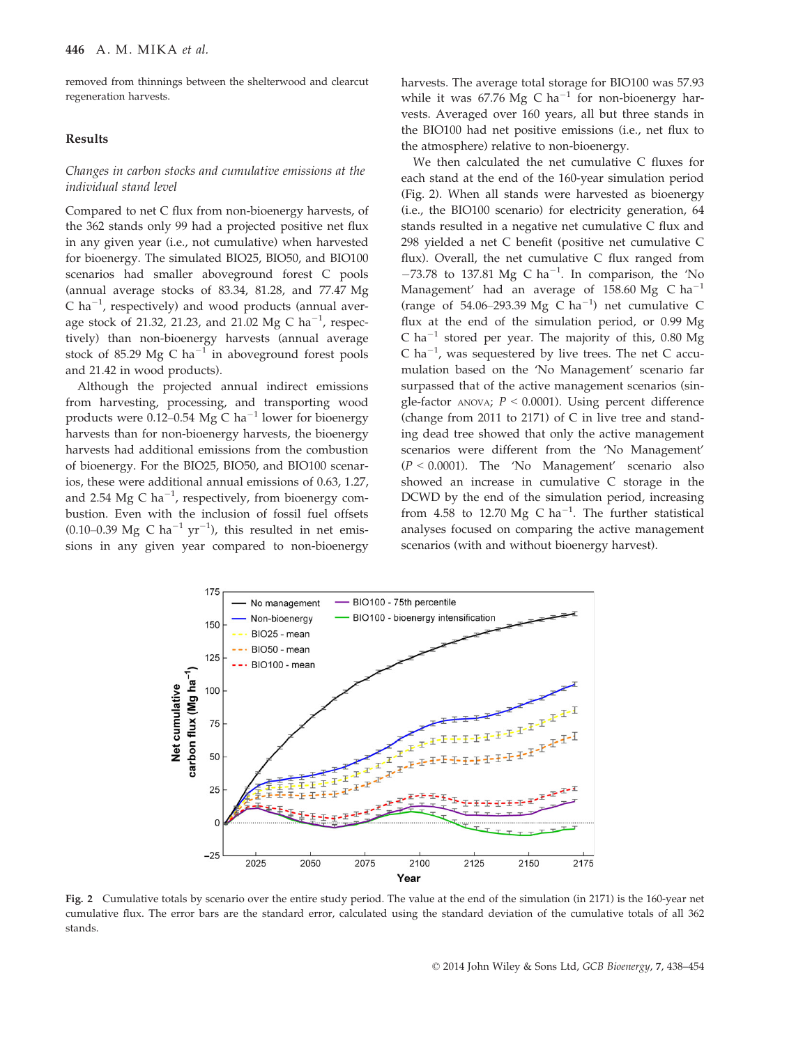removed from thinnings between the shelterwood and clearcut regeneration harvests.

## Results

### *Changes in carbon stocks and cumulative emissions at the individual stand level*

Compared to net C flux from non-bioenergy harvests, of the 362 stands only 99 had a projected positive net flux in any given year (i.e., not cumulative) when harvested for bioenergy. The simulated BIO25, BIO50, and BIO100 scenarios had smaller aboveground forest C pools (annual average stocks of 83.34, 81.28, and 77.47 Mg C ha$^{-1}$, respectively) and wood products (annual average stock of 21.32, 21.23, and 21.02 Mg C ha$^{-1}$, respectively) than non-bioenergy harvests (annual average stock of 85.29 Mg C ha$^{-1}$ in aboveground forest pools and 21.42 in wood products).

Although the projected annual indirect emissions from harvesting, processing, and transporting wood products were 0.12–0.54 Mg C ha$^{-1}$ lower for bioenergy harvests than for non-bioenergy harvests, the bioenergy harvests had additional emissions from the combustion of bioenergy. For the BIO25, BIO50, and BIO100 scenarios, these were additional annual emissions of 0.63, 1.27, and 2.54 Mg C ha$^{-1}$, respectively, from bioenergy combustion. Even with the inclusion of fossil fuel offsets (0.10–0.39 Mg C ha$^{-1}$ yr$^{-1}$), this resulted in net emissions in any given year compared to non-bioenergy harvests. The average total storage for BIO100 was 57.93 while it was 67.76 Mg C ha$^{-1}$ for non-bioenergy harvests. Averaged over 160 years, all but three stands in the BIO100 had net positive emissions (i.e., net flux to the atmosphere) relative to non-bioenergy.

We then calculated the net cumulative C fluxes for each stand at the end of the 160-year simulation period (Fig. 2). When all stands were harvested as bioenergy (i.e., the BIO100 scenario) for electricity generation, 64 stands resulted in a negative net cumulative C flux and 298 yielded a net C benefit (positive net cumulative C flux). Overall, the net cumulative C flux ranged from −73.78 to 137.81 Mg C ha$^{-1}$. In comparison, the 'No Management' had an average of 158.60 Mg C ha$^{-1}$ (range of 54.06–293.39 Mg C ha$^{-1}$) net cumulative C flux at the end of the simulation period, or 0.99 Mg C ha$^{-1}$ stored per year. The majority of this, 0.80 Mg C ha$^{-1}$, was sequestered by live trees. The net C accumulation based on the 'No Management' scenario far surpassed that of the active management scenarios (single-factor ANOVA; $P < 0.0001$). Using percent difference (change from 2011 to 2171) of C in live tree and standing dead tree showed that only the active management scenarios were different from the 'No Management' ($P < 0.0001$). The 'No Management' scenario also showed an increase in cumulative C storage in the DCWD by the end of the simulation period, increasing from 4.58 to 12.70 Mg C ha$^{-1}$. The further statistical analyses focused on comparing the active management scenarios (with and without bioenergy harvest).

**Fig. 2** Cumulative totals by scenario over the entire study period. The value at the end of the simulation (in 2171) is the 160-year net cumulative flux. The error bars are the standard error, calculated using the standard deviation of the cumulative totals of all 362 stands.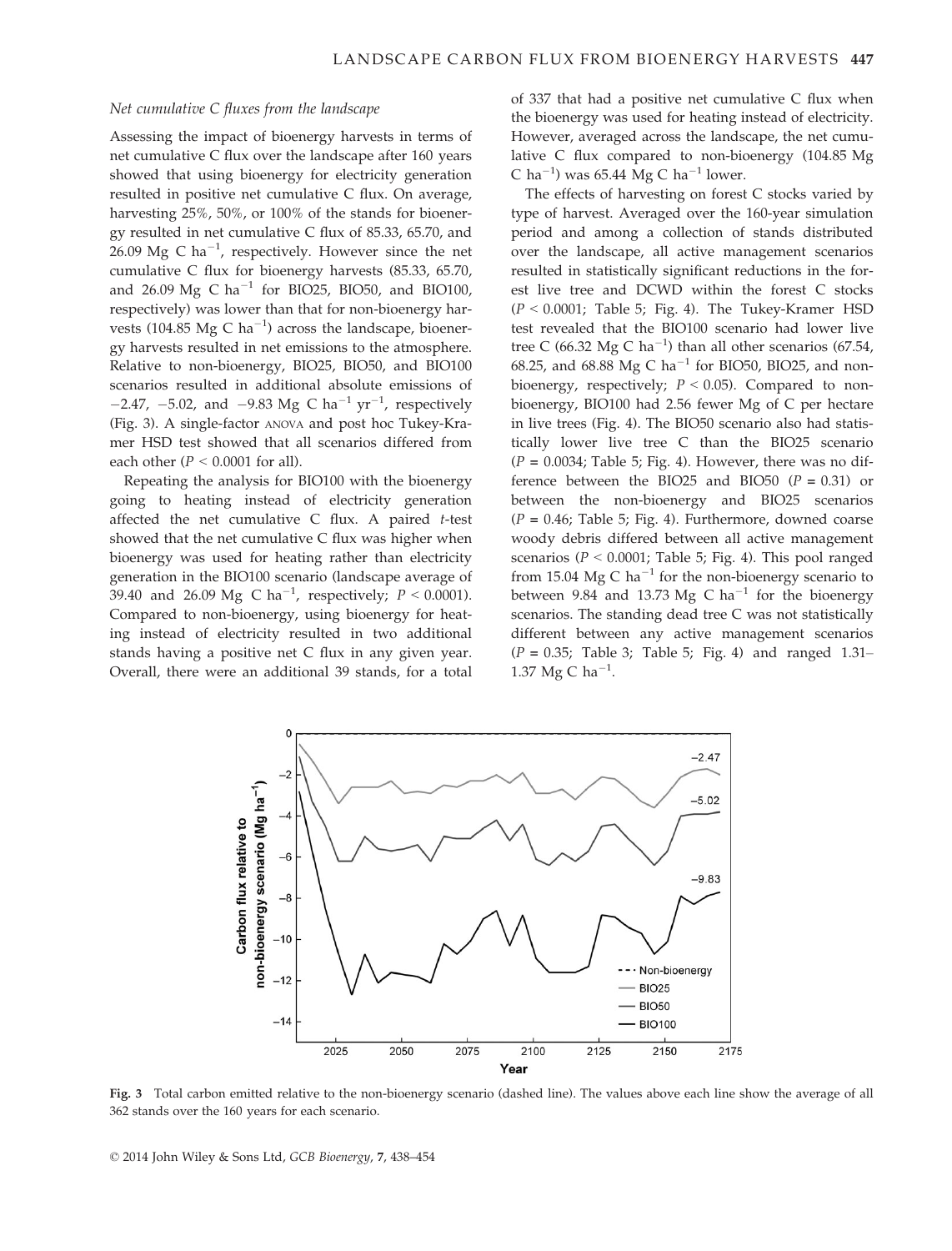### Net cumulative C fluxes from the landscape

Assessing the impact of bioenergy harvests in terms of net cumulative C flux over the landscape after 160 years showed that using bioenergy for electricity generation resulted in positive net cumulative C flux. On average, harvesting 25%, 50%, or 100% of the stands for bioenergy resulted in net cumulative C flux of 85.33, 65.70, and 26.09 Mg C $ha^{-1}$, respectively. However since the net cumulative C flux for bioenergy harvests (85.33, 65.70, and 26.09 Mg C $ha^{-1}$ for BIO25, BIO50, and BIO100, respectively) was lower than that for non-bioenergy harvests (104.85 Mg C $ha^{-1}$) across the landscape, bioenergy harvests resulted in net emissions to the atmosphere. Relative to non-bioenergy, BIO25, BIO50, and BIO100 scenarios resulted in additional absolute emissions of −2.47, −5.02, and −9.83 Mg C $ha^{-1}$ $yr^{-1}$, respectively (Fig. 3). A single-factor ANOVA and post hoc Tukey-Kramer HSD test showed that all scenarios differed from each other ($P < 0.0001$ for all).

Repeating the analysis for BIO100 with the bioenergy going to heating instead of electricity generation affected the net cumulative C flux. A paired *t*-test showed that the net cumulative C flux was higher when bioenergy was used for heating rather than electricity generation in the BIO100 scenario (landscape average of 39.40 and 26.09 Mg C $ha^{-1}$, respectively; $P < 0.0001$). Compared to non-bioenergy, using bioenergy for heating instead of electricity resulted in two additional stands having a positive net C flux in any given year. Overall, there were an additional 39 stands, for a total of 337 that had a positive net cumulative C flux when the bioenergy was used for heating instead of electricity. However, averaged across the landscape, the net cumulative C flux compared to non-bioenergy (104.85 Mg C $ha^{-1}$) was 65.44 Mg C $ha^{-1}$ lower.

The effects of harvesting on forest C stocks varied by type of harvest. Averaged over the 160-year simulation period and among a collection of stands distributed over the landscape, all active management scenarios resulted in statistically significant reductions in the forest live tree and DCWD within the forest C stocks ($P < 0.0001$; Table 5; Fig. 4). The Tukey-Kramer HSD test revealed that the BIO100 scenario had lower live tree C (66.32 Mg C $ha^{-1}$) than all other scenarios (67.54, 68.25, and 68.88 Mg C $ha^{-1}$ for BIO50, BIO25, and non-bioenergy, respectively; $P < 0.05$). Compared to non-bioenergy, BIO100 had 2.56 fewer Mg of C per hectare in live trees (Fig. 4). The BIO50 scenario also had statistically lower live tree C than the BIO25 scenario ($P = 0.0034$; Table 5; Fig. 4). However, there was no difference between the BIO25 and BIO50 ($P = 0.31$) or between the non-bioenergy and BIO25 scenarios ($P = 0.46$; Table 5; Fig. 4). Furthermore, downed coarse woody debris differed between all active management scenarios ($P < 0.0001$; Table 5; Fig. 4). This pool ranged from 15.04 Mg C $ha^{-1}$ for the non-bioenergy scenario to between 9.84 and 13.73 Mg C $ha^{-1}$ for the bioenergy scenarios. The standing dead tree C was not statistically different between any active management scenarios ($P = 0.35$; Table 3; Table 5; Fig. 4) and ranged 1.31–1.37 Mg C $ha^{-1}$.

**Fig. 3** Total carbon emitted relative to the non-bioenergy scenario (dashed line). The values above each line show the average of all 362 stands over the 160 years for each scenario.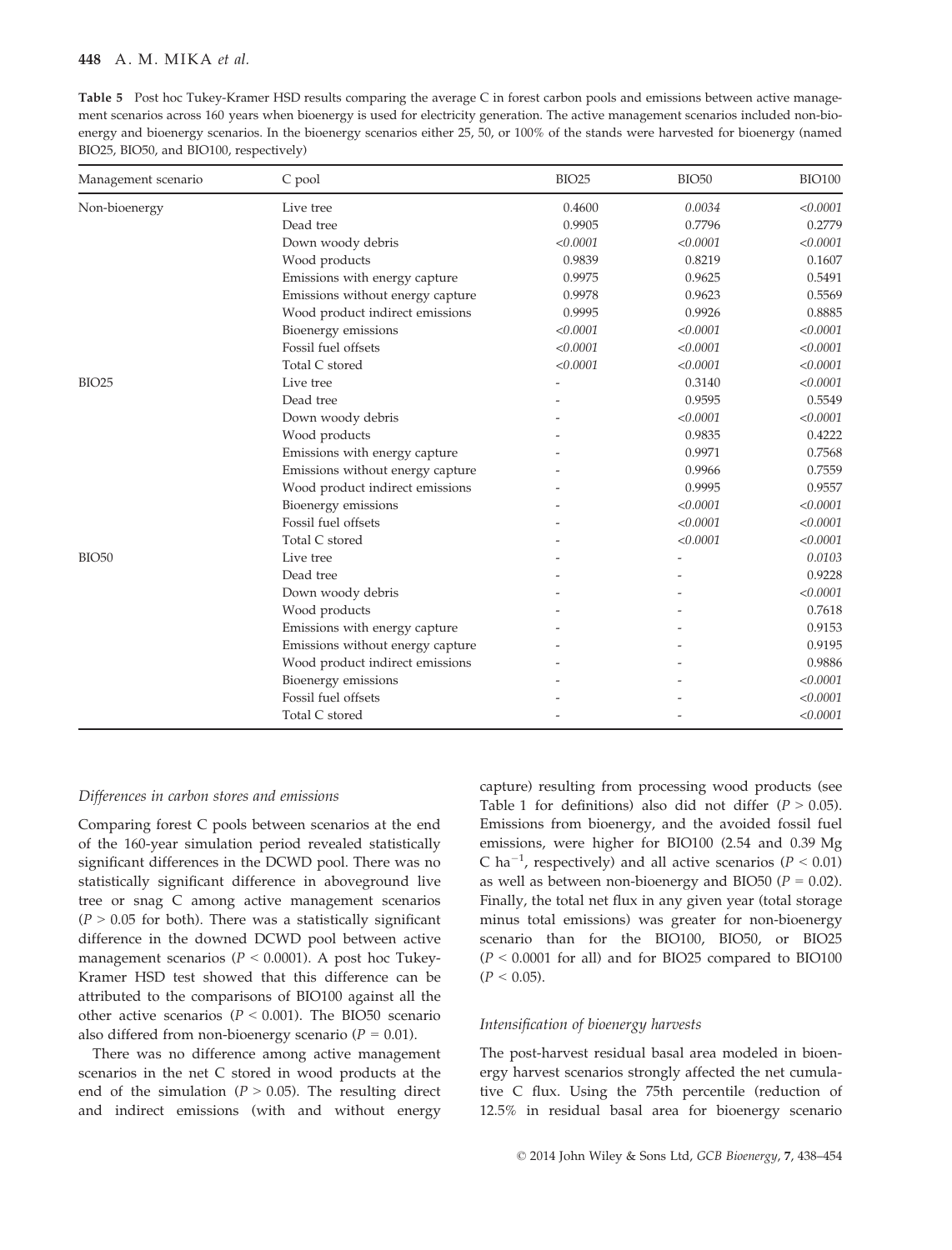**Table 5** Post hoc Tukey-Kramer HSD results comparing the average C in forest carbon pools and emissions between active management scenarios across 160 years when bioenergy is used for electricity generation. The active management scenarios included non-bioenergy and bioenergy scenarios. In the bioenergy scenarios either 25, 50, or 100% of the stands were harvested for bioenergy (named BIO25, BIO50, and BIO100, respectively)

| Management scenario | C pool | BIO25 | BIO50 | BIO100 |
|---|---|---|---|---|
| Non-bioenergy | Live tree | 0.4600 | *0.0034* | *<0.0001* |
| | Dead tree | 0.9905 | 0.7796 | 0.2779 |
| | Down woody debris | *<0.0001* | *<0.0001* | *<0.0001* |
| | Wood products | 0.9839 | 0.8219 | 0.1607 |
| | Emissions with energy capture | 0.9975 | 0.9625 | 0.5491 |
| | Emissions without energy capture | 0.9978 | 0.9623 | 0.5569 |
| | Wood product indirect emissions | 0.9995 | 0.9926 | 0.8885 |
| | Bioenergy emissions | *<0.0001* | *<0.0001* | *<0.0001* |
| | Fossil fuel offsets | *<0.0001* | *<0.0001* | *<0.0001* |
| | Total C stored | *<0.0001* | *<0.0001* | *<0.0001* |
| BIO25 | Live tree | - | 0.3140 | *<0.0001* |
| | Dead tree | - | 0.9595 | 0.5549 |
| | Down woody debris | - | *<0.0001* | *<0.0001* |
| | Wood products | - | 0.9835 | 0.4222 |
| | Emissions with energy capture | - | 0.9971 | 0.7568 |
| | Emissions without energy capture | - | 0.9966 | 0.7559 |
| | Wood product indirect emissions | - | 0.9995 | 0.9557 |
| | Bioenergy emissions | - | *<0.0001* | *<0.0001* |
| | Fossil fuel offsets | - | *<0.0001* | *<0.0001* |
| | Total C stored | - | *<0.0001* | *<0.0001* |
| BIO50 | Live tree | - | - | *0.0103* |
| | Dead tree | - | - | 0.9228 |
| | Down woody debris | - | - | *<0.0001* |
| | Wood products | - | - | 0.7618 |
| | Emissions with energy capture | - | - | 0.9153 |
| | Emissions without energy capture | - | - | 0.9195 |
| | Wood product indirect emissions | - | - | 0.9886 |
| | Bioenergy emissions | - | - | *<0.0001* |
| | Fossil fuel offsets | - | - | *<0.0001* |
| | Total C stored | - | - | *<0.0001* |

### *Differences in carbon stores and emissions*

Comparing forest C pools between scenarios at the end of the 160-year simulation period revealed statistically significant differences in the DCWD pool. There was no statistically significant difference in aboveground live tree or snag C among active management scenarios ($P > 0.05$ for both). There was a statistically significant difference in the downed DCWD pool between active management scenarios ($P < 0.0001$). A post hoc Tukey-Kramer HSD test showed that this difference can be attributed to the comparisons of BIO100 against all the other active scenarios ($P < 0.001$). The BIO50 scenario also differed from non-bioenergy scenario ($P = 0.01$).

There was no difference among active management scenarios in the net C stored in wood products at the end of the simulation ($P > 0.05$). The resulting direct and indirect emissions (with and without energy capture) resulting from processing wood products (see Table 1 for definitions) also did not differ ($P > 0.05$). Emissions from bioenergy, and the avoided fossil fuel emissions, were higher for BIO100 (2.54 and 0.39 Mg C $ha^{-1}$, respectively) and all active scenarios ($P < 0.01$) as well as between non-bioenergy and BIO50 ($P = 0.02$). Finally, the total net flux in any given year (total storage minus total emissions) was greater for non-bioenergy scenario than for the BIO100, BIO50, or BIO25 ($P < 0.0001$ for all) and for BIO25 compared to BIO100 ($P < 0.05$).

### *Intensification of bioenergy harvests*

The post-harvest residual basal area modeled in bioenergy harvest scenarios strongly affected the net cumulative C flux. Using the 75th percentile (reduction of 12.5% in residual basal area for bioenergy scenario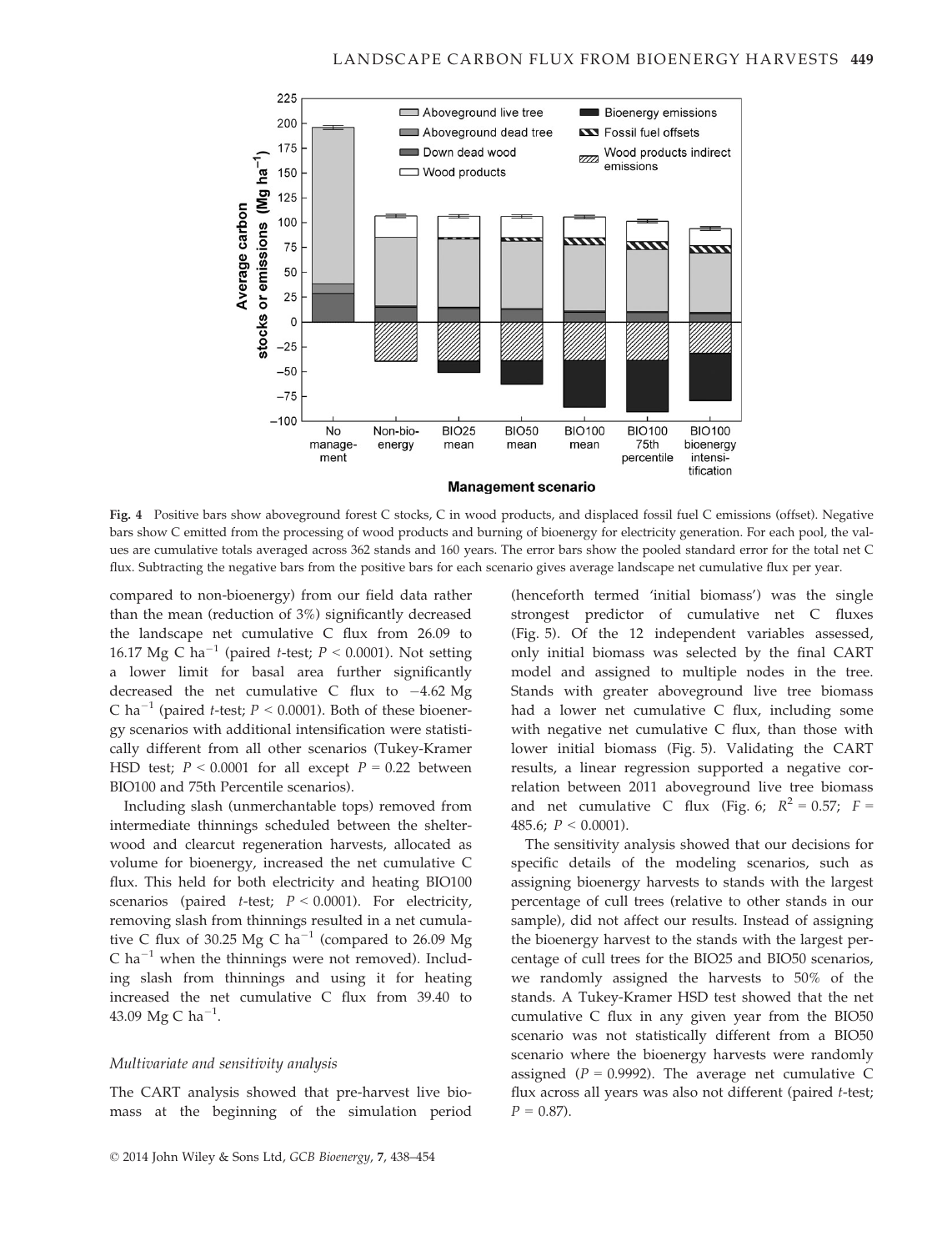Fig. 4 Positive bars show aboveground forest C stocks, C in wood products, and displaced fossil fuel C emissions (offset). Negative bars show C emitted from the processing of wood products and burning of bioenergy for electricity generation. For each pool, the values are cumulative totals averaged across 362 stands and 160 years. The error bars show the pooled standard error for the total net C flux. Subtracting the negative bars from the positive bars for each scenario gives average landscape net cumulative flux per year.

compared to non-bioenergy) from our field data rather than the mean (reduction of 3%) significantly decreased the landscape net cumulative C flux from 26.09 to 16.17 Mg C $ha^{-1}$ (paired *t*-test; $P < 0.0001$). Not setting a lower limit for basal area further significantly decreased the net cumulative C flux to −4.62 Mg C $ha^{-1}$ (paired *t*-test; $P < 0.0001$). Both of these bioenergy scenarios with additional intensification were statistically different from all other scenarios (Tukey-Kramer HSD test; $P < 0.0001$ for all except $P = 0.22$ between BIO100 and 75th Percentile scenarios).

Including slash (unmerchantable tops) removed from intermediate thinnings scheduled between the shelterwood and clearcut regeneration harvests, allocated as volume for bioenergy, increased the net cumulative C flux. This held for both electricity and heating BIO100 scenarios (paired *t*-test; $P < 0.0001$). For electricity, removing slash from thinnings resulted in a net cumulative C flux of 30.25 Mg C $ha^{-1}$ (compared to 26.09 Mg C $ha^{-1}$ when the thinnings were not removed). Including slash from thinnings and using it for heating increased the net cumulative C flux from 39.40 to 43.09 Mg C $ha^{-1}$.

### *Multivariate and sensitivity analysis*

The CART analysis showed that pre-harvest live biomass at the beginning of the simulation period (henceforth termed 'initial biomass') was the single strongest predictor of cumulative net C fluxes (Fig. 5). Of the 12 independent variables assessed, only initial biomass was selected by the final CART model and assigned to multiple nodes in the tree. Stands with greater aboveground live tree biomass had a lower net cumulative C flux, including some with negative net cumulative C flux, than those with lower initial biomass (Fig. 5). Validating the CART results, a linear regression supported a negative correlation between 2011 aboveground live tree biomass and net cumulative C flux (Fig. 6; $R^2 = 0.57$; $F = 485.6$; $P < 0.0001$).

The sensitivity analysis showed that our decisions for specific details of the modeling scenarios, such as assigning bioenergy harvests to stands with the largest percentage of cull trees (relative to other stands in our sample), did not affect our results. Instead of assigning the bioenergy harvest to the stands with the largest percentage of cull trees for the BIO25 and BIO50 scenarios, we randomly assigned the harvests to 50% of the stands. A Tukey-Kramer HSD test showed that the net cumulative C flux in any given year from the BIO50 scenario was not statistically different from a BIO50 scenario where the bioenergy harvests were randomly assigned ($P = 0.9992$). The average net cumulative C flux across all years was also not different (paired *t*-test; $P = 0.87$).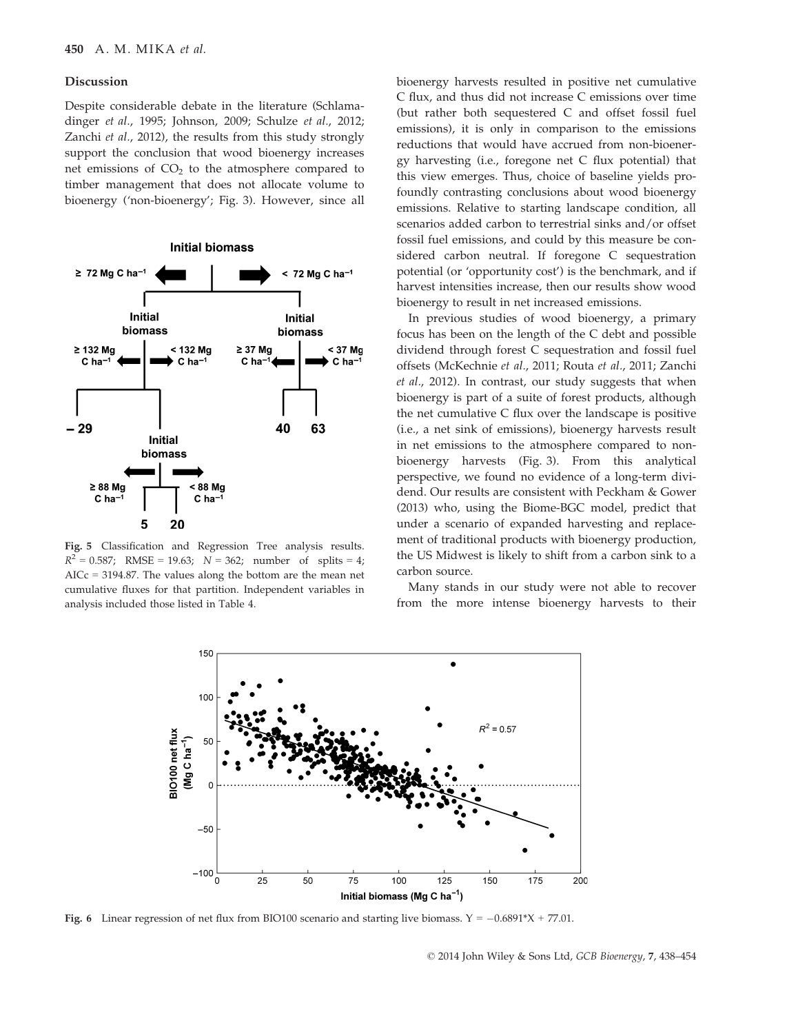### Discussion

Despite considerable debate in the literature (Schlamadinger *et al.*, 1995; Johnson, 2009; Schulze *et al.*, 2012; Zanchi *et al.*, 2012), the results from this study strongly support the conclusion that wood bioenergy increases net emissions of $CO_2$ to the atmosphere compared to timber management that does not allocate volume to bioenergy ('non-bioenergy'; Fig. 3). However, since all bioenergy harvests resulted in positive net cumulative C flux, and thus did not increase C emissions over time (but rather both sequestered C and offset fossil fuel emissions), it is only in comparison to the emissions reductions that would have accrued from non-bioenergy harvesting (i.e., foregone net C flux potential) that this view emerges. Thus, choice of baseline yields profoundly contrasting conclusions about wood bioenergy emissions. Relative to starting landscape condition, all scenarios added carbon to terrestrial sinks and/or offset fossil fuel emissions, and could by this measure be considered carbon neutral. If foregone C sequestration potential (or 'opportunity cost') is the benchmark, and if harvest intensities increase, then our results show wood bioenergy to result in net increased emissions.

**Fig. 5** Classification and Regression Tree analysis results. $R^2 = 0.587$; RMSE = 19.63; $N = 362$; number of splits = 4; AICc = 3194.87. The values along the bottom are the mean net cumulative fluxes for that partition. Independent variables in analysis included those listed in Table 4.

In previous studies of wood bioenergy, a primary focus has been on the length of the C debt and possible dividend through forest C sequestration and fossil fuel offsets (McKechnie *et al.*, 2011; Routa *et al.*, 2011; Zanchi *et al.*, 2012). In contrast, our study suggests that when bioenergy is part of a suite of forest products, although the net cumulative C flux over the landscape is positive (i.e., a net sink of emissions), bioenergy harvests result in net emissions to the atmosphere compared to non-bioenergy harvests (Fig. 3). From this analytical perspective, we found no evidence of a long-term dividend. Our results are consistent with Peckham & Gower (2013) who, using the Biome-BGC model, predict that under a scenario of expanded harvesting and replacement of traditional products with bioenergy production, the US Midwest is likely to shift from a carbon sink to a carbon source.

Many stands in our study were not able to recover from the more intense bioenergy harvests to their

**Fig. 6** Linear regression of net flux from BIO100 scenario and starting live biomass. $Y = -0.6891 \times X + 77.01$.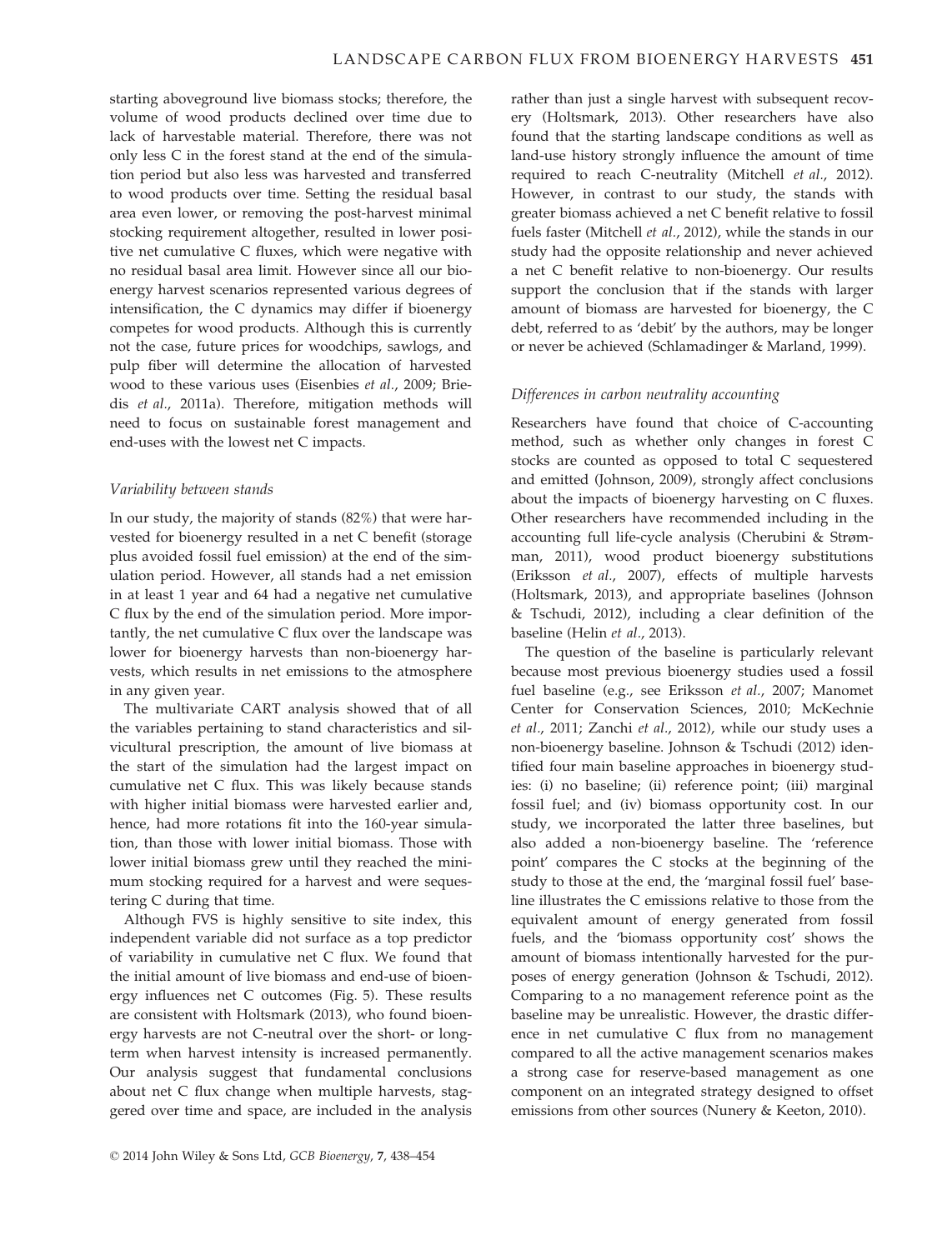starting aboveground live biomass stocks; therefore, the volume of wood products declined over time due to lack of harvestable material. Therefore, there was not only less C in the forest stand at the end of the simulation period but also less was harvested and transferred to wood products over time. Setting the residual basal area even lower, or removing the post-harvest minimal stocking requirement altogether, resulted in lower positive net cumulative C fluxes, which were negative with no residual basal area limit. However since all our bioenergy harvest scenarios represented various degrees of intensification, the C dynamics may differ if bioenergy competes for wood products. Although this is currently not the case, future prices for woodchips, sawlogs, and pulp fiber will determine the allocation of harvested wood to these various uses (Eisenbies *et al*., 2009; Briedis *et al*., 2011a). Therefore, mitigation methods will need to focus on sustainable forest management and end-uses with the lowest net C impacts.

### *Variability between stands*

In our study, the majority of stands (82%) that were harvested for bioenergy resulted in a net C benefit (storage plus avoided fossil fuel emission) at the end of the simulation period. However, all stands had a net emission in at least 1 year and 64 had a negative net cumulative C flux by the end of the simulation period. More importantly, the net cumulative C flux over the landscape was lower for bioenergy harvests than non-bioenergy harvests, which results in net emissions to the atmosphere in any given year.

The multivariate CART analysis showed that of all the variables pertaining to stand characteristics and silvicultural prescription, the amount of live biomass at the start of the simulation had the largest impact on cumulative net C flux. This was likely because stands with higher initial biomass were harvested earlier and, hence, had more rotations fit into the 160-year simulation, than those with lower initial biomass. Those with lower initial biomass grew until they reached the minimum stocking required for a harvest and were sequestering C during that time.

Although FVS is highly sensitive to site index, this independent variable did not surface as a top predictor of variability in cumulative net C flux. We found that the initial amount of live biomass and end-use of bioenergy influences net C outcomes (Fig. 5). These results are consistent with Holtsmark (2013), who found bioenergy harvests are not C-neutral over the short- or long-term when harvest intensity is increased permanently. Our analysis suggest that fundamental conclusions about net C flux change when multiple harvests, staggered over time and space, are included in the analysis rather than just a single harvest with subsequent recovery (Holtsmark, 2013). Other researchers have also found that the starting landscape conditions as well as land-use history strongly influence the amount of time required to reach C-neutrality (Mitchell *et al*., 2012). However, in contrast to our study, the stands with greater biomass achieved a net C benefit relative to fossil fuels faster (Mitchell *et al*., 2012), while the stands in our study had the opposite relationship and never achieved a net C benefit relative to non-bioenergy. Our results support the conclusion that if the stands with larger amount of biomass are harvested for bioenergy, the C debt, referred to as 'debit' by the authors, may be longer or never be achieved (Schlamadinger & Marland, 1999).

### *Differences in carbon neutrality accounting*

Researchers have found that choice of C-accounting method, such as whether only changes in forest C stocks are counted as opposed to total C sequestered and emitted (Johnson, 2009), strongly affect conclusions about the impacts of bioenergy harvesting on C fluxes. Other researchers have recommended including in the accounting full life-cycle analysis (Cherubini & Strømman, 2011), wood product bioenergy substitutions (Eriksson *et al*., 2007), effects of multiple harvests (Holtsmark, 2013), and appropriate baselines (Johnson & Tschudi, 2012), including a clear definition of the baseline (Helin *et al*., 2013).

The question of the baseline is particularly relevant because most previous bioenergy studies used a fossil fuel baseline (e.g., see Eriksson *et al*., 2007; Manomet Center for Conservation Sciences, 2010; McKechnie *et al*., 2011; Zanchi *et al*., 2012), while our study uses a non-bioenergy baseline. Johnson & Tschudi (2012) identified four main baseline approaches in bioenergy studies: (i) no baseline; (ii) reference point; (iii) marginal fossil fuel; and (iv) biomass opportunity cost. In our study, we incorporated the latter three baselines, but also added a non-bioenergy baseline. The 'reference point' compares the C stocks at the beginning of the study to those at the end, the 'marginal fossil fuel' baseline illustrates the C emissions relative to those from the equivalent amount of energy generated from fossil fuels, and the 'biomass opportunity cost' shows the amount of biomass intentionally harvested for the purposes of energy generation (Johnson & Tschudi, 2012). Comparing to a no management reference point as the baseline may be unrealistic. However, the drastic difference in net cumulative C flux from no management compared to all the active management scenarios makes a strong case for reserve-based management as one component on an integrated strategy designed to offset emissions from other sources (Nunery & Keeton, 2010).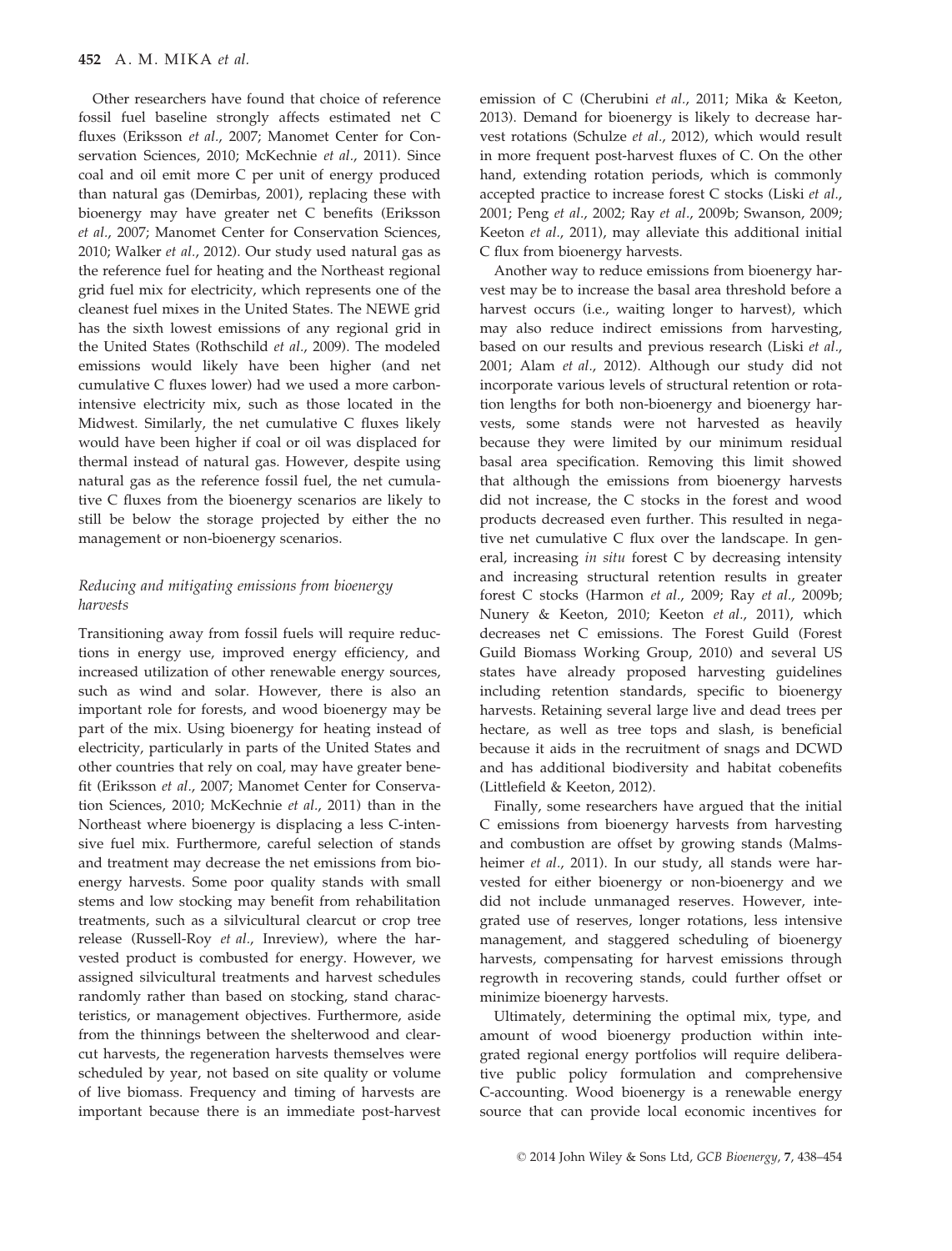Other researchers have found that choice of reference fossil fuel baseline strongly affects estimated net C fluxes (Eriksson *et al*., 2007; Manomet Center for Conservation Sciences, 2010; McKechnie *et al*., 2011). Since coal and oil emit more C per unit of energy produced than natural gas (Demirbas, 2001), replacing these with bioenergy may have greater net C benefits (Eriksson *et al*., 2007; Manomet Center for Conservation Sciences, 2010; Walker *et al*., 2012). Our study used natural gas as the reference fuel for heating and the Northeast regional grid fuel mix for electricity, which represents one of the cleanest fuel mixes in the United States. The NEWE grid has the sixth lowest emissions of any regional grid in the United States (Rothschild *et al*., 2009). The modeled emissions would likely have been higher (and net cumulative C fluxes lower) had we used a more carbon-intensive electricity mix, such as those located in the Midwest. Similarly, the net cumulative C fluxes likely would have been higher if coal or oil was displaced for thermal instead of natural gas. However, despite using natural gas as the reference fossil fuel, the net cumulative C fluxes from the bioenergy scenarios are likely to still be below the storage projected by either the no management or non-bioenergy scenarios.

### *Reducing and mitigating emissions from bioenergy harvests*

Transitioning away from fossil fuels will require reductions in energy use, improved energy efficiency, and increased utilization of other renewable energy sources, such as wind and solar. However, there is also an important role for forests, and wood bioenergy may be part of the mix. Using bioenergy for heating instead of electricity, particularly in parts of the United States and other countries that rely on coal, may have greater benefit (Eriksson *et al*., 2007; Manomet Center for Conservation Sciences, 2010; McKechnie *et al*., 2011) than in the Northeast where bioenergy is displacing a less C-intensive fuel mix. Furthermore, careful selection of stands and treatment may decrease the net emissions from bioenergy harvests. Some poor quality stands with small stems and low stocking may benefit from rehabilitation treatments, such as a silvicultural clearcut or crop tree release (Russell-Roy *et al*., Inreview), where the harvested product is combusted for energy. However, we assigned silvicultural treatments and harvest schedules randomly rather than based on stocking, stand characteristics, or management objectives. Furthermore, aside from the thinnings between the shelterwood and clearcut harvests, the regeneration harvests themselves were scheduled by year, not based on site quality or volume of live biomass. Frequency and timing of harvests are important because there is an immediate post-harvest emission of C (Cherubini *et al*., 2011; Mika & Keeton, 2013). Demand for bioenergy is likely to decrease harvest rotations (Schulze *et al*., 2012), which would result in more frequent post-harvest fluxes of C. On the other hand, extending rotation periods, which is commonly accepted practice to increase forest C stocks (Liski *et al*., 2001; Peng *et al*., 2002; Ray *et al*., 2009b; Swanson, 2009; Keeton *et al*., 2011), may alleviate this additional initial C flux from bioenergy harvests.

Another way to reduce emissions from bioenergy harvest may be to increase the basal area threshold before a harvest occurs (i.e., waiting longer to harvest), which may also reduce indirect emissions from harvesting, based on our results and previous research (Liski *et al*., 2001; Alam *et al*., 2012). Although our study did not incorporate various levels of structural retention or rotation lengths for both non-bioenergy and bioenergy harvests, some stands were not harvested as heavily because they were limited by our minimum residual basal area specification. Removing this limit showed that although the emissions from bioenergy harvests did not increase, the C stocks in the forest and wood products decreased even further. This resulted in negative net cumulative C flux over the landscape. In general, increasing *in situ* forest C by decreasing intensity and increasing structural retention results in greater forest C stocks (Harmon *et al*., 2009; Ray *et al*., 2009b; Nunery & Keeton, 2010; Keeton *et al*., 2011), which decreases net C emissions. The Forest Guild (Forest Guild Biomass Working Group, 2010) and several US states have already proposed harvesting guidelines including retention standards, specific to bioenergy harvests. Retaining several large live and dead trees per hectare, as well as tree tops and slash, is beneficial because it aids in the recruitment of snags and DCWD and has additional biodiversity and habitat cobenefits (Littlefield & Keeton, 2012).

Finally, some researchers have argued that the initial C emissions from bioenergy harvests from harvesting and combustion are offset by growing stands (Malmsheimer *et al*., 2011). In our study, all stands were harvested for either bioenergy or non-bioenergy and we did not include unmanaged reserves. However, integrated use of reserves, longer rotations, less intensive management, and staggered scheduling of bioenergy harvests, compensating for harvest emissions through regrowth in recovering stands, could further offset or minimize bioenergy harvests.

Ultimately, determining the optimal mix, type, and amount of wood bioenergy production within integrated regional energy portfolios will require deliberative public policy formulation and comprehensive C-accounting. Wood bioenergy is a renewable energy source that can provide local economic incentives for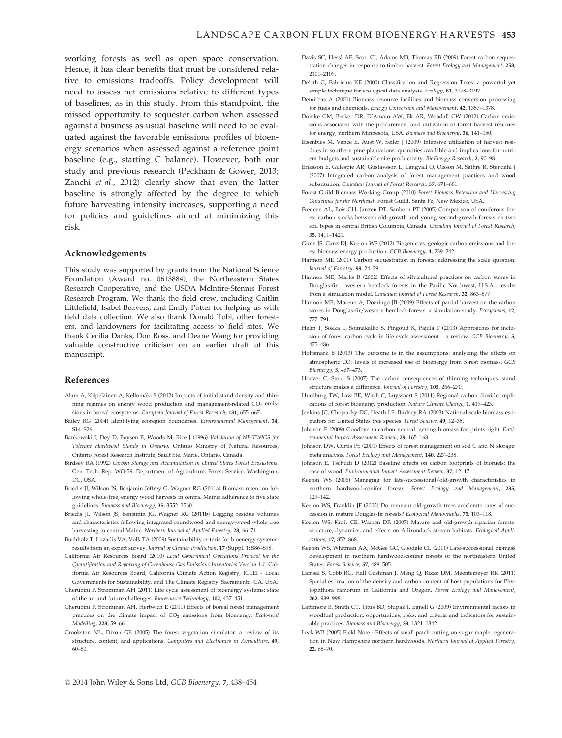working forests as well as open space conservation. Hence, it has clear benefits that must be considered relative to emissions tradeoffs. Policy development will need to assess net emissions relative to different types of baselines, as in this study. From this standpoint, the missed opportunity to sequester carbon when assessed against a business as usual baseline will need to be evaluated against the favorable emissions profiles of bioenergy scenarios when assessed against a reference point baseline (e.g., starting C balance). However, both our study and previous research (Peckham & Gower, 2013; Zanchi *et al.*, 2012) clearly show that even the latter baseline is strongly affected by the degree to which future harvesting intensity increases, supporting a need for policies and guidelines aimed at minimizing this risk.

## Acknowledgements

This study was supported by grants from the National Science Foundation (Award no. 0613884), the Northeastern States Research Cooperative, and the USDA McIntire-Stennis Forest Research Program. We thank the field crew, including Caitlin Littlefield, Isabel Beavers, and Emily Potter for helping us with field data collection. We also thank Donald Tobi, other foresters, and landowners for facilitating access to field sites. We thank Cecilia Danks, Don Ross, and Deane Wang for providing valuable constructive criticism on an earlier draft of this manuscript.

## References

Alam A, Kilpeläinen A, Kellomäki S (2012) Impacts of initial stand density and thinning regimes on energy wood production and management-related $CO_2$ emissions in boreal ecosystems. *European Journal of Forest Research*, **131**, 655–667.

Bailey RG (2004) Identifying ecoregion boundaries. *Environmental Management*, **34**, S14–S26.

Bankowski J, Dey D, Boysen E, Woods M, Rice J (1996) *Validation of NE-TWIGS for Tolerant Hardwood Stands in Ontario*. Ontario Ministry of Natural Resources, Ontario Forest Research Institute, Sault Ste. Marie, Ontario, Canada.

Birdsey RA (1992) *Carbon Storage and Accumulation in United States Forest Ecosystems*. Gen. Tech. Rep. WO-59, Department of Agriculture, Forest Service, Washington, DC, USA.

Briedis JI, Wilson JS, Benjamin Jeffrey G, Wagner RG (2011a) Biomass retention following whole-tree, energy wood harvests in central Maine: adherence to five state guidelines. *Biomass and Bioenergy*, **35**, 3552–3560.

Briedis JI, Wilson JS, Benjamin JG, Wagner RG (2011b) Logging residue volumes and characteristics following integrated roundwood and energy-wood whole-tree harvesting in central Maine. *Northern Journal of Applied Forestry*, **28**, 66–71.

Buchholz T, Luzadis VA, Volk TA (2009) Sustainability criteria for bioenergy systems: results from an expert survey. *Journal of Cleaner Production*, **17** (Suppl. 1: S86–S98.

California Air Resources Board (2010) *Local Government Operations Protocol for the Quantification and Reporting of Greenhouse Gas Emissions Inventories Version 1.1*. California Air Resources Board, California Climate Action Registry, ICLEI - Local Governments for Sustainability, and The Climate Registry, Sacramento, CA, USA.

Cherubini F, Strømman AH (2011) Life cycle assessment of bioenergy systems: state of the art and future challenges. *Bioresource Technology*, **102**, 437–451.

Cherubini F, Strømman AH, Hertwich E (2011) Effects of boreal forest management practices on the climate impact of $CO_2$ emissions from bioenergy. *Ecological Modelling*, **223**, 59–66.

Crookston NL, Dixon GE (2005) The forest vegetation simulator: a review of its structure, content, and applications. *Computers and Electronics in Agriculture*, **49**, 60–80.

Davis SC, Hessl AE, Scott CJ, Adams MB, Thomas RB (2009) Forest carbon sequestration changes in response to timber harvest. *Forest Ecology and Management*, **258**, 2101–2109.

De'ath G, Fabricius KE (2000) Classification and Regression Trees: a powerful yet simple technique for ecological data analysis. *Ecology*, **81**, 3178–3192.

Demirbas A (2001) Biomass resource facilities and biomass conversion processing for fuels and chemicals. *Energy Conversion and Management*, **42**, 1357–1378.

Domke GM, Becker DR, D'Amato AW, Ek AR, Woodall CW (2012) Carbon emissions associated with the procurement and utilization of forest harvest residues for energy, northern Minnesota, USA. *Biomass and Bioenergy*, **36**, 141–150.

Eisenbies M, Vance E, Aust W, Seiler J (2009) Intensive utilization of harvest residues in southern pine plantations: quantities available and implications for nutrient budgets and sustainable site productivity. *BioEnergy Research*, **2**, 90–98.

Eriksson E, Gillespie AR, Gustavsson L, Langvall O, Olsson M, Sathre R, Stendahl J (2007) Integrated carbon analysis of forest management practices and wood substitution. *Canadian Journal of Forest Research*, **37**, 671–681.

Forest Guild Biomass Working Group (2010) *Forest Biomass Retention and Harvesting Guidelines for the Northeast*. Forest Guild, Santa Fe, New Mexico, USA.

Fredeen AL, Bois CH, Janzen DT, Sanborn PT (2005) Comparison of coniferous forest carbon stocks between old-growth and young second-growth forests on two soil types in central British Columbia, Canada. *Canadian Journal of Forest Research*, **35**, 1411–1421.

Gunn JS, Ganz DJ, Keeton WS (2012) Biogenic vs. geologic carbon emissions and forest biomass energy production. *GCB Bioenergy*, **4**, 239–242.

Harmon ME (2001) Carbon sequestration in forests: addressing the scale question. *Journal of Forestry*, **99**, 24–29.

Harmon ME, Marks B (2002) Effects of silvicultural practices on carbon stores in Douglas-fir – western hemlock forests in the Pacific Northwest, U.S.A.: results from a simulation model. *Canadian Journal of Forest Research*, **32**, 863–877.

Harmon ME, Moreno A, Domingo JB (2009) Effects of partial harvest on the carbon stores in Douglas-fir/western hemlock forests: a simulation study. *Ecosystems*, **12**, 777–791.

Helin T, Sokka L, Soimakallio S, Pingoud K, Pajula T (2013) Approaches for inclusion of forest carbon cycle in life cycle assessment – a review. *GCB Bioenergy*, **5**, 475–486.

Holtsmark B (2013) The outcome is in the assumptions: analyzing the effects on atmospheric $CO_2$ levels of increased use of bioenergy from forest biomass. *GCB Bioenergy*, **5**, 467–473.

Hoover C, Stout S (2007) The carbon consequences of thinning techniques: stand structure makes a difference. *Journal of Forestry*, **105**, 266–270.

Hudiburg TW, Law BE, Wirth C, Luyssaert S (2011) Regional carbon dioxide implications of forest bioenergy production. *Nature Climate Change*, **1**, 419–423.

Jenkins JC, Chojnacky DC, Heath LS, Birdsey RA (2003) National-scale biomass estimators for United States tree species. *Forest Science*, **49**, 12–35.

Johnson E (2009) Goodbye to carbon neutral: getting biomass footprints right. *Environmental Impact Assessment Review*, **29**, 165–168.

Johnson DW, Curtis PS (2001) Effects of forest management on soil C and N storage: meta analysis. *Forest Ecology and Management*, **140**, 227–238.

Johnson E, Tschudi D (2012) Baseline effects on carbon footprints of biofuels: the case of wood. *Environmental Impact Assessment Review*, **37**, 12–17.

Keeton WS (2006) Managing for late-successional/old-growth characteristics in northern hardwood-conifer forests. *Forest Ecology and Management*, **235**, 129–142.

Keeton WS, Franklin JF (2005) Do remnant old-growth trees accelerate rates of succession in mature Douglas-fir forests? *Ecological Monographs*, **75**, 103–118.

Keeton WS, Kraft CE, Warren DR (2007) Mature and old-growth riparian forests: structure, dynamics, and effects on Adirondack stream habitats. *Ecological Applications*, **17**, 852–868.

Keeton WS, Whitman AA, McGee GC, Goodale CL (2011) Late-successional biomass development in northern hardwood-conifer forests of the northeastern United States. *Forest Science*, **57**, 489–505.

Lamsal S, Cobb RC, Hall Cushman J, Meng Q, Rizzo DM, Meentemeyer RK (2011) Spatial estimation of the density and carbon content of host populations for Phytophthora ramorum in California and Oregon. *Forest Ecology and Management*, **262**, 989–998.

Lattimore B, Smith CT, Titus BD, Stupak I, Egnell G (2009) Environmental factors in woodfuel production: opportunities, risks, and criteria and indicators for sustainable practices. *Biomass and Bioenergy*, **33**, 1321–1342.

Leak WB (2005) Field Note - Effects of small patch cutting on sugar maple regeneration in New Hampshire northern hardwoods. *Northern Journal of Applied Forestry*, **22**, 68–70.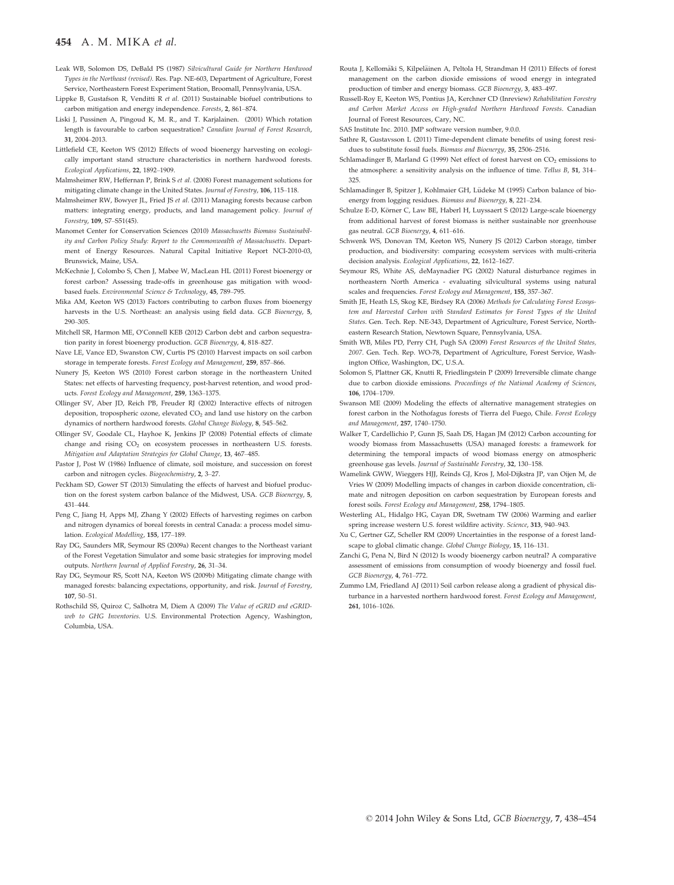Leak WB, Solomon DS, DeBald PS (1987) *Silvicultural Guide for Northern Hardwood Types in the Northeast (revised)*. Res. Pap. NE-603, Department of Agriculture, Forest Service, Northeastern Forest Experiment Station, Broomall, Pennsylvania, USA.

Lippke B, Gustafson R, Venditti R *et al.* (2011) Sustainable biofuel contributions to carbon mitigation and energy independence. *Forests*, **2**, 861–874.

Liski J, Pussinen A, Pingoud K, M. R., and T. Karjalainen. (2001) Which rotation length is favourable to carbon sequestration? *Canadian Journal of Forest Research*, **31**, 2004–2013.

Littlefield CE, Keeton WS (2012) Effects of wood bioenergy harvesting on ecologically important stand structure characteristics in northern hardwood forests. *Ecological Applications*, **22**, 1892–1909.

Malmsheimer RW, Heffernan P, Brink S *et al.* (2008) Forest management solutions for mitigating climate change in the United States. *Journal of Forestry*, **106**, 115–118.

Malmsheimer RW, Bowyer JL, Fried JS *et al.* (2011) Managing forests because carbon matters: integrating energy, products, and land management policy. *Journal of Forestry*, **109**, S7–S51(45).

Manomet Center for Conservation Sciences (2010) *Massachusetts Biomass Sustainability and Carbon Policy Study: Report to the Commonwealth of Massachusetts*. Department of Energy Resources. Natural Capital Initiative Report NCI-2010-03, Brunswick, Maine, USA.

McKechnie J, Colombo S, Chen J, Mabee W, MacLean HL (2011) Forest bioenergy or forest carbon? Assessing trade-offs in greenhouse gas mitigation with wood-based fuels. *Environmental Science & Technology*, **45**, 789–795.

Mika AM, Keeton WS (2013) Factors contributing to carbon fluxes from bioenergy harvests in the U.S. Northeast: an analysis using field data. *GCB Bioenergy*, **5**, 290–305.

Mitchell SR, Harmon ME, O'Connell KEB (2012) Carbon debt and carbon sequestration parity in forest bioenergy production. *GCB Bioenergy*, **4**, 818–827.

Nave LE, Vance ED, Swanston CW, Curtis PS (2010) Harvest impacts on soil carbon storage in temperate forests. *Forest Ecology and Management*, **259**, 857–866.

Nunery JS, Keeton WS (2010) Forest carbon storage in the northeastern United States: net effects of harvesting frequency, post-harvest retention, and wood products. *Forest Ecology and Management*, **259**, 1363–1375.

Ollinger SV, Aber JD, Reich PB, Freuder RJ (2002) Interactive effects of nitrogen deposition, tropospheric ozone, elevated $CO_2$ and land use history on the carbon dynamics of northern hardwood forests. *Global Change Biology*, **8**, 545–562.

Ollinger SV, Goodale CL, Hayhoe K, Jenkins JP (2008) Potential effects of climate change and rising $CO_2$ on ecosystem processes in northeastern U.S. forests. *Mitigation and Adaptation Strategies for Global Change*, **13**, 467–485.

Pastor J, Post W (1986) Influence of climate, soil moisture, and succession on forest carbon and nitrogen cycles. *Biogeochemistry*, **2**, 3–27.

Peckham SD, Gower ST (2013) Simulating the effects of harvest and biofuel production on the forest system carbon balance of the Midwest, USA. *GCB Bioenergy*, **5**, 431–444.

Peng C, Jiang H, Apps MJ, Zhang Y (2002) Effects of harvesting regimes on carbon and nitrogen dynamics of boreal forests in central Canada: a process model simulation. *Ecological Modelling*, **155**, 177–189.

Ray DG, Saunders MR, Seymour RS (2009a) Recent changes to the Northeast variant of the Forest Vegetation Simulator and some basic strategies for improving model outputs. *Northern Journal of Applied Forestry*, **26**, 31–34.

Ray DG, Seymour RS, Scott NA, Keeton WS (2009b) Mitigating climate change with managed forests: balancing expectations, opportunity, and risk. *Journal of Forestry*, **107**, 50–51.

Rothschild SS, Quiroz C, Salhotra M, Diem A (2009) *The Value of eGRID and eGRIDweb to GHG Inventories*. U.S. Environmental Protection Agency, Washington, Columbia, USA.

Routa J, Kellomäki S, Kilpeläinen A, Peltola H, Strandman H (2011) Effects of forest management on the carbon dioxide emissions of wood energy in integrated production of timber and energy biomass. *GCB Bioenergy*, **3**, 483–497.

Russell-Roy E, Keeton WS, Pontius JA, Kerchner CD (Inreview) *Rehabilitation Forestry and Carbon Market Access on High-graded Northern Hardwood Forests*. Canadian Journal of Forest Resources, Cary, NC.

SAS Institute Inc. 2010. JMP software version number, 9.0.0.

Sathre R, Gustavsson L (2011) Time-dependent climate benefits of using forest residues to substitute fossil fuels. *Biomass and Bioenergy*, **35**, 2506–2516.

Schlamadinger B, Marland G (1999) Net effect of forest harvest on $CO_2$ emissions to the atmosphere: a sensitivity analysis on the influence of time. *Tellus B*, **51**, 314–325.

Schlamadinger B, Spitzer J, Kohlmaier GH, Lüdeke M (1995) Carbon balance of bioenergy from logging residues. *Biomass and Bioenergy*, **8**, 221–234.

Schulze E-D, Körner C, Law BE, Haberl H, Luyssaert S (2012) Large-scale bioenergy from additional harvest of forest biomass is neither sustainable nor greenhouse gas neutral. *GCB Bioenergy*, **4**, 611–616.

Schwenk WS, Donovan TM, Keeton WS, Nunery JS (2012) Carbon storage, timber production, and biodiversity: comparing ecosystem services with multi-criteria decision analysis. *Ecological Applications*, **22**, 1612–1627.

Seymour RS, White AS, deMaynadier PG (2002) Natural disturbance regimes in northeastern North America - evaluating silvicultural systems using natural scales and frequencies. *Forest Ecology and Management*, **155**, 357–367.

Smith JE, Heath LS, Skog KE, Birdsey RA (2006) *Methods for Calculating Forest Ecosystem and Harvested Carbon with Standard Estimates for Forest Types of the United States*. Gen. Tech. Rep. NE-343, Department of Agriculture, Forest Service, Northeastern Research Station, Newtown Square, Pennsylvania, USA.

Smith WB, Miles PD, Perry CH, Pugh SA (2009) *Forest Resources of the United States, 2007*. Gen. Tech. Rep. WO-78, Department of Agriculture, Forest Service, Washington Office, Washington, DC, U.S.A.

Solomon S, Plattner GK, Knutti R, Friedlingstein P (2009) Irreversible climate change due to carbon dioxide emissions. *Proceedings of the National Academy of Sciences*, **106**, 1704–1709.

Swanson ME (2009) Modeling the effects of alternative management strategies on forest carbon in the Nothofagus forests of Tierra del Fuego, Chile. *Forest Ecology and Management*, **257**, 1740–1750.

Walker T, Cardellichio P, Gunn JS, Saah DS, Hagan JM (2012) Carbon accounting for woody biomass from Massachusetts (USA) managed forests: a framework for determining the temporal impacts of wood biomass energy on atmospheric greenhouse gas levels. *Journal of Sustainable Forestry*, **32**, 130–158.

Wamelink GWW, Wieggers HJJ, Reinds GJ, Kros J, Mol-Dijkstra JP, van Oijen M, de Vries W (2009) Modelling impacts of changes in carbon dioxide concentration, climate and nitrogen deposition on carbon sequestration by European forests and forest soils. *Forest Ecology and Management*, **258**, 1794–1805.

Westerling AL, Hidalgo HG, Cayan DR, Swetnam TW (2006) Warming and earlier spring increase western U.S. forest wildfire activity. *Science*, **313**, 940–943.

Xu C, Gertner GZ, Scheller RM (2009) Uncertainties in the response of a forest landscape to global climatic change. *Global Change Biology*, **15**, 116–131.

Zanchi G, Pena N, Bird N (2012) Is woody bioenergy carbon neutral? A comparative assessment of emissions from consumption of woody bioenergy and fossil fuel. *GCB Bioenergy*, **4**, 761–772.

Zummo LM, Friedland AJ (2011) Soil carbon release along a gradient of physical disturbance in a harvested northern hardwood forest. *Forest Ecology and Management*, **261**, 1016–1026.